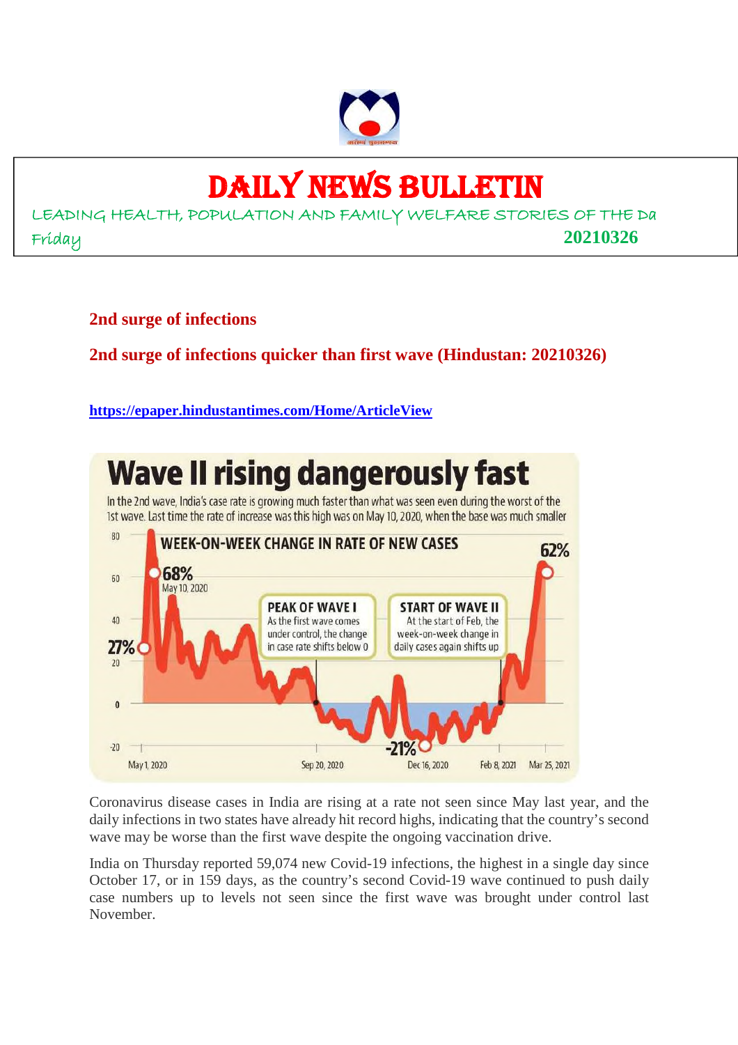# DAILY NEWS BULLETIN

LEADING HEALTH, POPULATION AND FAMILY WELFARE STORIES OF THE Da

Friday **20210326**

## 2nd surge of infections

## 2nd surge of infections quicker than first wave (Hindustan: 20210326)

https://epaper.hindustantimes.com/Home/ArticleView

**Wave II rising dangerously fast**

In the 2nd wave, India's case rate is growing much faster than what was seen even during the worst of the 1st wave. Last time the rate of increase was this high was on May 10, 2020, when the base was much smaller

WEEK-ON-WEEK CHANGE IN RATE OF NEW CASES

68% May 10, 2020; 27%; 62%; -21%

PEAK OF WAVE I: As the first wave comes under control, the change in case rate shifts below 0

START OF WAVE II: At the start of Feb, the week-on-week change in daily cases again shifts up

May 1, 2020; Sep 20, 2020; Dec 16, 2020; Feb 8, 2021; Mar 25, 2021

Coronavirus disease cases in India are rising at a rate not seen since May last year, and the daily infections in two states have already hit record highs, indicating that the country's second wave may be worse than the first wave despite the ongoing vaccination drive.

India on Thursday reported 59,074 new Covid-19 infections, the highest in a single day since October 17, or in 159 days, as the country's second Covid-19 wave continued to push daily case numbers up to levels not seen since the first wave was brought under control last November.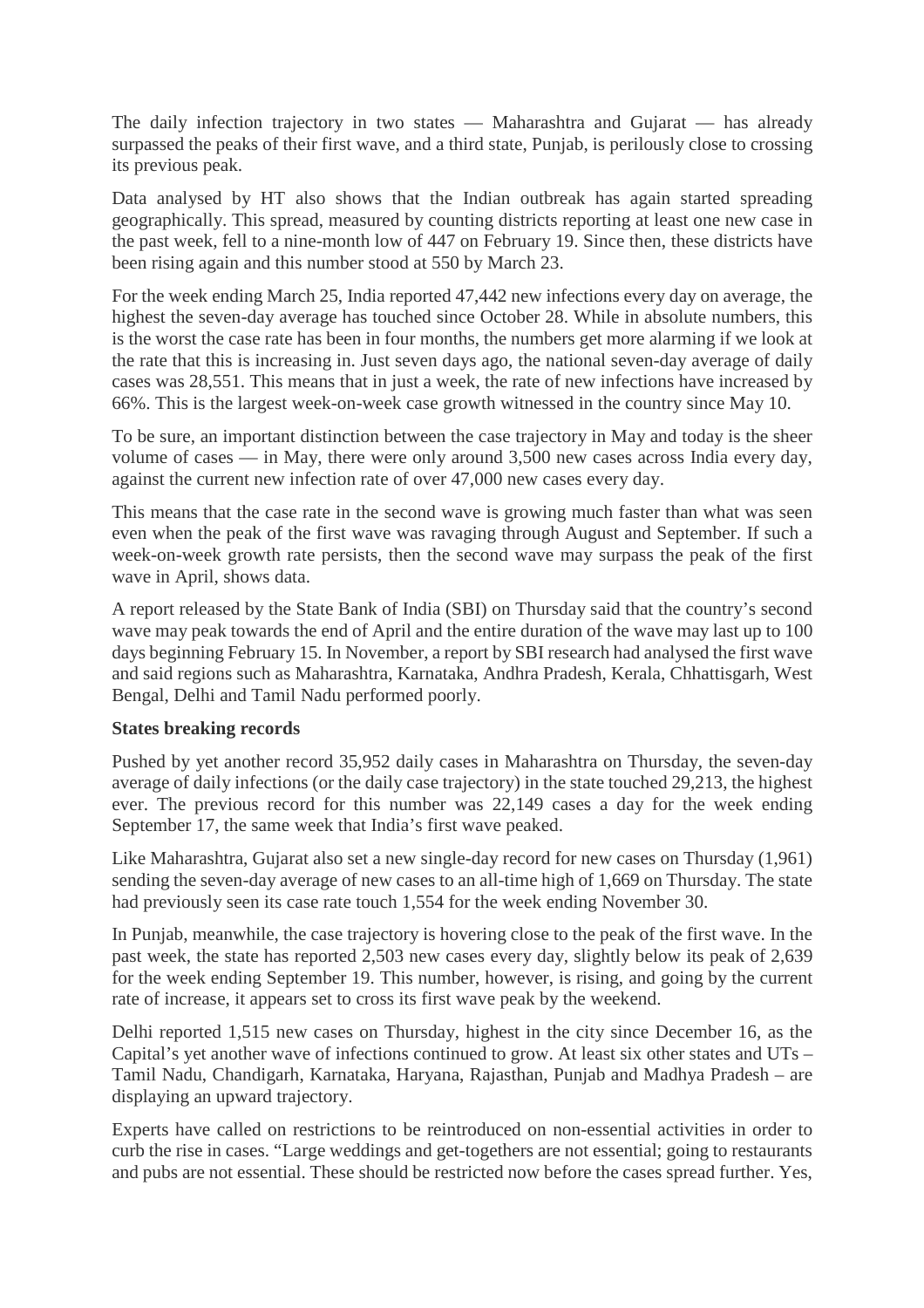The daily infection trajectory in two states — Maharashtra and Gujarat — has already surpassed the peaks of their first wave, and a third state, Punjab, is perilously close to crossing its previous peak.

Data analysed by HT also shows that the Indian outbreak has again started spreading geographically. This spread, measured by counting districts reporting at least one new case in the past week, fell to a nine-month low of 447 on February 19. Since then, these districts have been rising again and this number stood at 550 by March 23.

For the week ending March 25, India reported 47,442 new infections every day on average, the highest the seven-day average has touched since October 28. While in absolute numbers, this is the worst the case rate has been in four months, the numbers get more alarming if we look at the rate that this is increasing in. Just seven days ago, the national seven-day average of daily cases was 28,551. This means that in just a week, the rate of new infections have increased by 66%. This is the largest week-on-week case growth witnessed in the country since May 10.

To be sure, an important distinction between the case trajectory in May and today is the sheer volume of cases — in May, there were only around 3,500 new cases across India every day, against the current new infection rate of over 47,000 new cases every day.

This means that the case rate in the second wave is growing much faster than what was seen even when the peak of the first wave was ravaging through August and September. If such a week-on-week growth rate persists, then the second wave may surpass the peak of the first wave in April, shows data.

A report released by the State Bank of India (SBI) on Thursday said that the country's second wave may peak towards the end of April and the entire duration of the wave may last up to 100 days beginning February 15. In November, a report by SBI research had analysed the first wave and said regions such as Maharashtra, Karnataka, Andhra Pradesh, Kerala, Chhattisgarh, West Bengal, Delhi and Tamil Nadu performed poorly.

**States breaking records**

Pushed by yet another record 35,952 daily cases in Maharashtra on Thursday, the seven-day average of daily infections (or the daily case trajectory) in the state touched 29,213, the highest ever. The previous record for this number was 22,149 cases a day for the week ending September 17, the same week that India's first wave peaked.

Like Maharashtra, Gujarat also set a new single-day record for new cases on Thursday (1,961) sending the seven-day average of new cases to an all-time high of 1,669 on Thursday. The state had previously seen its case rate touch 1,554 for the week ending November 30.

In Punjab, meanwhile, the case trajectory is hovering close to the peak of the first wave. In the past week, the state has reported 2,503 new cases every day, slightly below its peak of 2,639 for the week ending September 19. This number, however, is rising, and going by the current rate of increase, it appears set to cross its first wave peak by the weekend.

Delhi reported 1,515 new cases on Thursday, highest in the city since December 16, as the Capital's yet another wave of infections continued to grow. At least six other states and UTs – Tamil Nadu, Chandigarh, Karnataka, Haryana, Rajasthan, Punjab and Madhya Pradesh – are displaying an upward trajectory.

Experts have called on restrictions to be reintroduced on non-essential activities in order to curb the rise in cases. "Large weddings and get-togethers are not essential; going to restaurants and pubs are not essential. These should be restricted now before the cases spread further. Yes,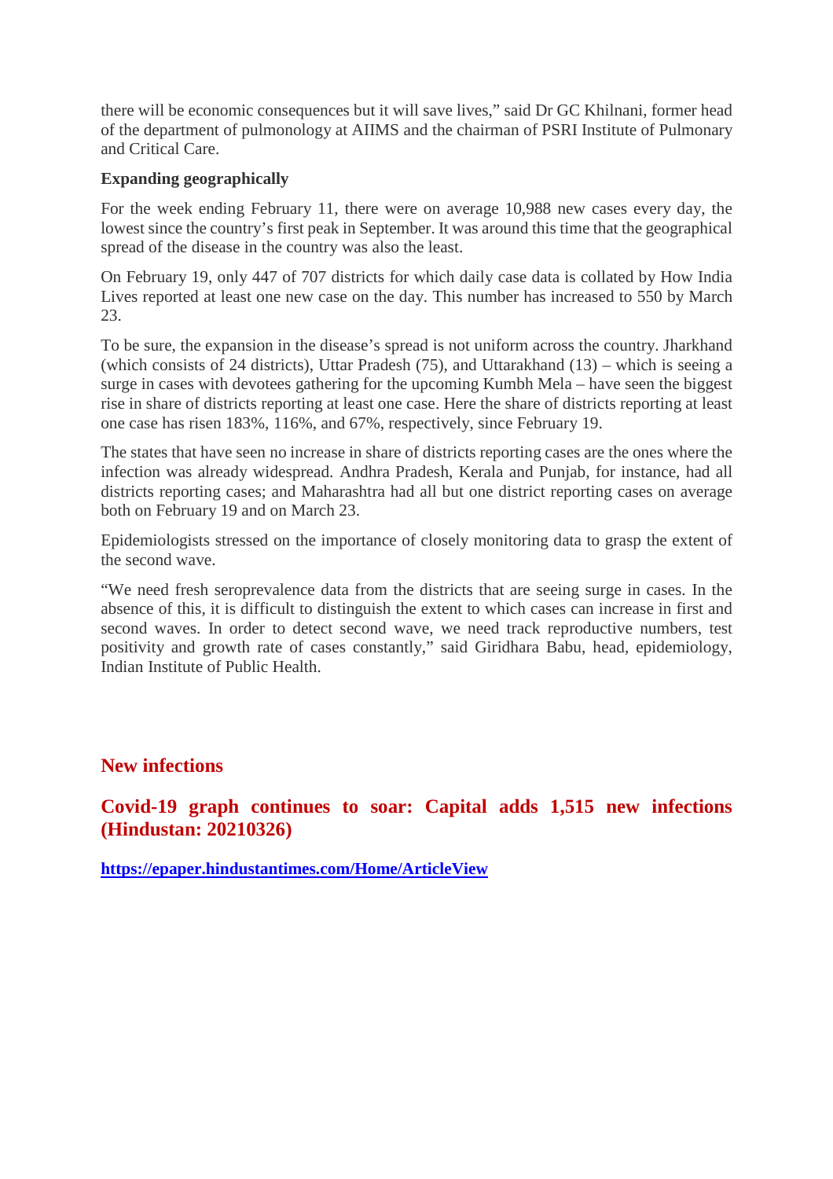there will be economic consequences but it will save lives," said Dr GC Khilnani, former head of the department of pulmonology at AIIMS and the chairman of PSRI Institute of Pulmonary and Critical Care.

**Expanding geographically**

For the week ending February 11, there were on average 10,988 new cases every day, the lowest since the country's first peak in September. It was around this time that the geographical spread of the disease in the country was also the least.

On February 19, only 447 of 707 districts for which daily case data is collated by How India Lives reported at least one new case on the day. This number has increased to 550 by March 23.

To be sure, the expansion in the disease's spread is not uniform across the country. Jharkhand (which consists of 24 districts), Uttar Pradesh (75), and Uttarakhand (13) – which is seeing a surge in cases with devotees gathering for the upcoming Kumbh Mela – have seen the biggest rise in share of districts reporting at least one case. Here the share of districts reporting at least one case has risen 183%, 116%, and 67%, respectively, since February 19.

The states that have seen no increase in share of districts reporting cases are the ones where the infection was already widespread. Andhra Pradesh, Kerala and Punjab, for instance, had all districts reporting cases; and Maharashtra had all but one district reporting cases on average both on February 19 and on March 23.

Epidemiologists stressed on the importance of closely monitoring data to grasp the extent of the second wave.

"We need fresh seroprevalence data from the districts that are seeing surge in cases. In the absence of this, it is difficult to distinguish the extent to which cases can increase in first and second waves. In order to detect second wave, we need track reproductive numbers, test positivity and growth rate of cases constantly," said Giridhara Babu, head, epidemiology, Indian Institute of Public Health.

## New infections

### Covid-19 graph continues to soar: Capital adds 1,515 new infections (Hindustan: 20210326)

**https://epaper.hindustantimes.com/Home/ArticleView**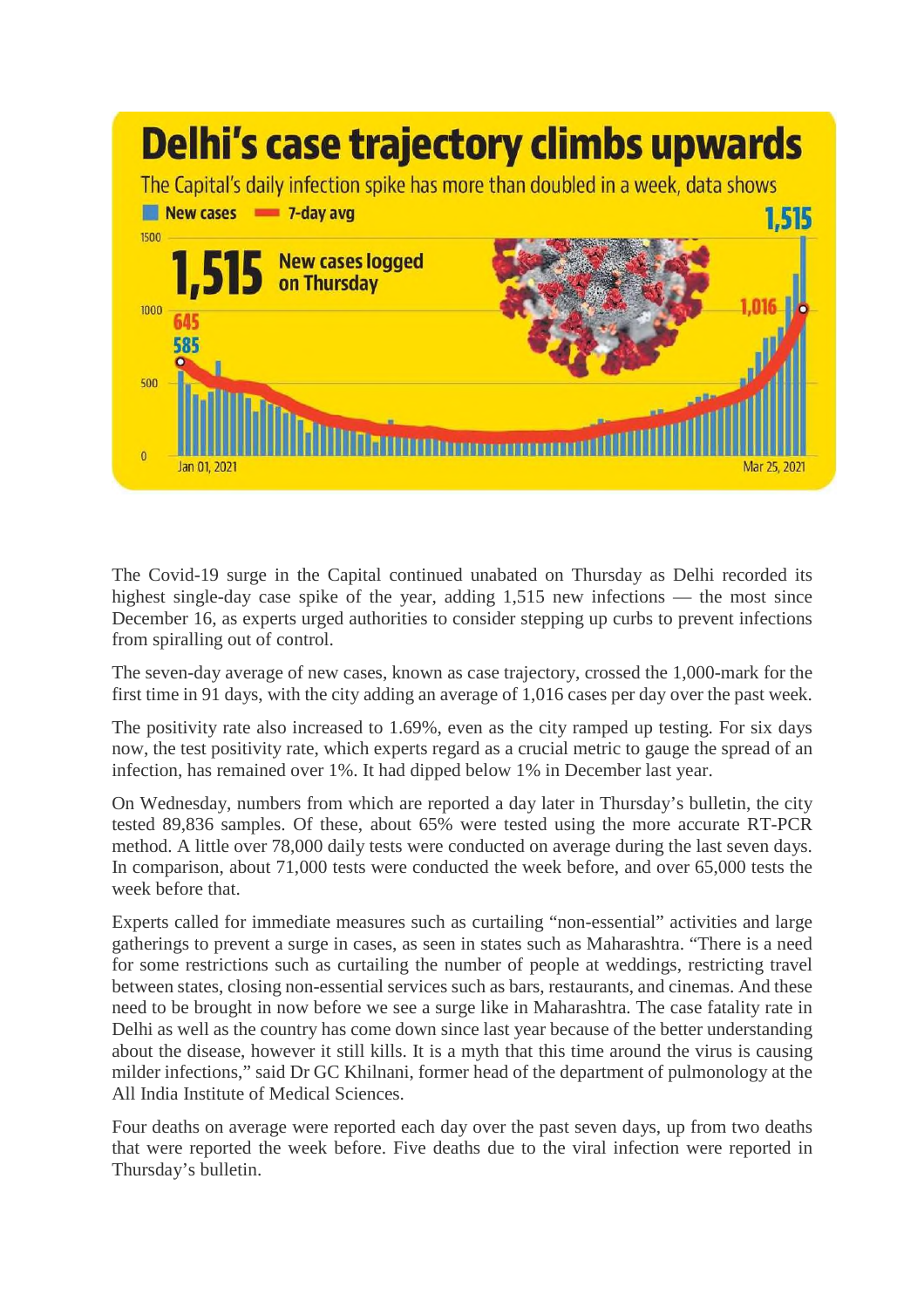# Delhi's case trajectory climbs upwards

The Capital's daily infection spike has more than doubled in a week, data shows

New cases | 7-day avg

**1,515** New cases logged on Thursday

Jan 01, 2021 — Mar 25, 2021

The Covid-19 surge in the Capital continued unabated on Thursday as Delhi recorded its highest single-day case spike of the year, adding 1,515 new infections — the most since December 16, as experts urged authorities to consider stepping up curbs to prevent infections from spiralling out of control.

The seven-day average of new cases, known as case trajectory, crossed the 1,000-mark for the first time in 91 days, with the city adding an average of 1,016 cases per day over the past week.

The positivity rate also increased to 1.69%, even as the city ramped up testing. For six days now, the test positivity rate, which experts regard as a crucial metric to gauge the spread of an infection, has remained over 1%. It had dipped below 1% in December last year.

On Wednesday, numbers from which are reported a day later in Thursday's bulletin, the city tested 89,836 samples. Of these, about 65% were tested using the more accurate RT-PCR method. A little over 78,000 daily tests were conducted on average during the last seven days. In comparison, about 71,000 tests were conducted the week before, and over 65,000 tests the week before that.

Experts called for immediate measures such as curtailing "non-essential" activities and large gatherings to prevent a surge in cases, as seen in states such as Maharashtra. "There is a need for some restrictions such as curtailing the number of people at weddings, restricting travel between states, closing non-essential services such as bars, restaurants, and cinemas. And these need to be brought in now before we see a surge like in Maharashtra. The case fatality rate in Delhi as well as the country has come down since last year because of the better understanding about the disease, however it still kills. It is a myth that this time around the virus is causing milder infections," said Dr GC Khilnani, former head of the department of pulmonology at the All India Institute of Medical Sciences.

Four deaths on average were reported each day over the past seven days, up from two deaths that were reported the week before. Five deaths due to the viral infection were reported in Thursday's bulletin.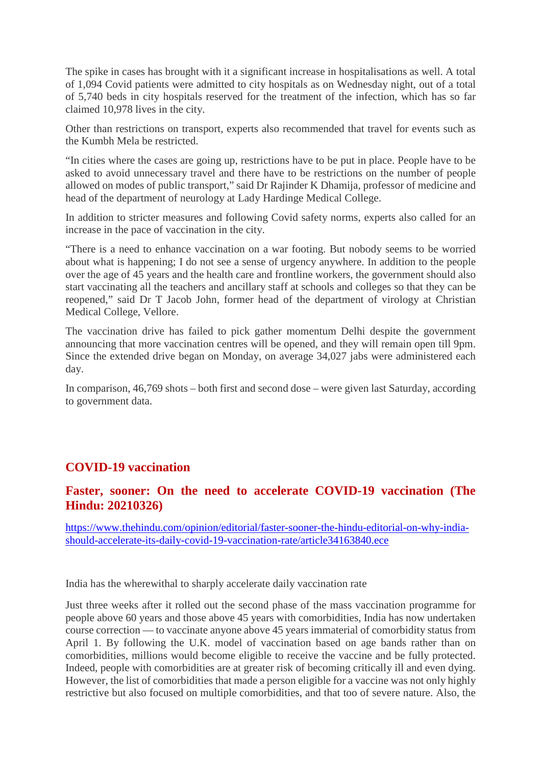The spike in cases has brought with it a significant increase in hospitalisations as well. A total of 1,094 Covid patients were admitted to city hospitals as on Wednesday night, out of a total of 5,740 beds in city hospitals reserved for the treatment of the infection, which has so far claimed 10,978 lives in the city.

Other than restrictions on transport, experts also recommended that travel for events such as the Kumbh Mela be restricted.

"In cities where the cases are going up, restrictions have to be put in place. People have to be asked to avoid unnecessary travel and there have to be restrictions on the number of people allowed on modes of public transport," said Dr Rajinder K Dhamija, professor of medicine and head of the department of neurology at Lady Hardinge Medical College.

In addition to stricter measures and following Covid safety norms, experts also called for an increase in the pace of vaccination in the city.

"There is a need to enhance vaccination on a war footing. But nobody seems to be worried about what is happening; I do not see a sense of urgency anywhere. In addition to the people over the age of 45 years and the health care and frontline workers, the government should also start vaccinating all the teachers and ancillary staff at schools and colleges so that they can be reopened," said Dr T Jacob John, former head of the department of virology at Christian Medical College, Vellore.

The vaccination drive has failed to pick gather momentum Delhi despite the government announcing that more vaccination centres will be opened, and they will remain open till 9pm. Since the extended drive began on Monday, on average 34,027 jabs were administered each day.

In comparison, 46,769 shots – both first and second dose – were given last Saturday, according to government data.

## COVID-19 vaccination

## Faster, sooner: On the need to accelerate COVID-19 vaccination (The Hindu: 20210326)

https://www.thehindu.com/opinion/editorial/faster-sooner-the-hindu-editorial-on-why-india-should-accelerate-its-daily-covid-19-vaccination-rate/article34163840.ece

India has the wherewithal to sharply accelerate daily vaccination rate

Just three weeks after it rolled out the second phase of the mass vaccination programme for people above 60 years and those above 45 years with comorbidities, India has now undertaken course correction — to vaccinate anyone above 45 years immaterial of comorbidity status from April 1. By following the U.K. model of vaccination based on age bands rather than on comorbidities, millions would become eligible to receive the vaccine and be fully protected. Indeed, people with comorbidities are at greater risk of becoming critically ill and even dying. However, the list of comorbidities that made a person eligible for a vaccine was not only highly restrictive but also focused on multiple comorbidities, and that too of severe nature. Also, the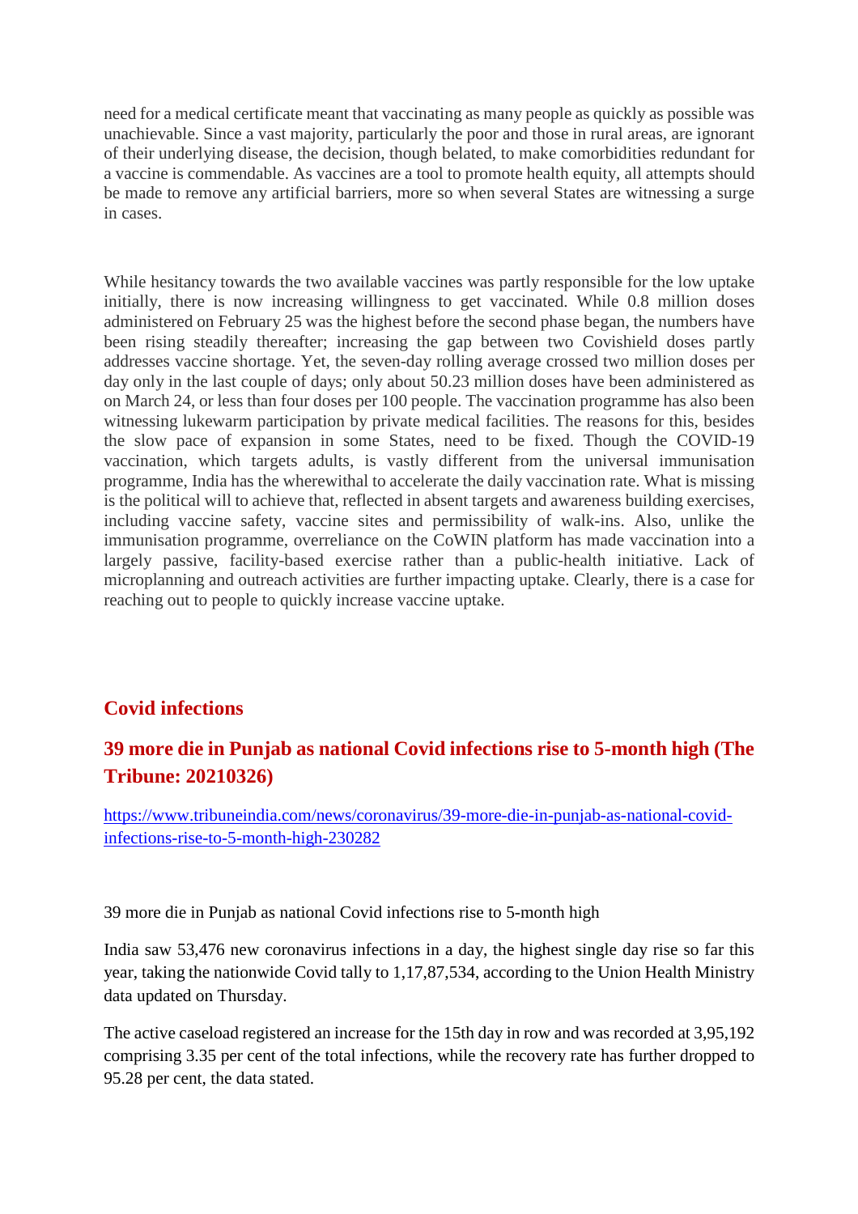need for a medical certificate meant that vaccinating as many people as quickly as possible was unachievable. Since a vast majority, particularly the poor and those in rural areas, are ignorant of their underlying disease, the decision, though belated, to make comorbidities redundant for a vaccine is commendable. As vaccines are a tool to promote health equity, all attempts should be made to remove any artificial barriers, more so when several States are witnessing a surge in cases.

While hesitancy towards the two available vaccines was partly responsible for the low uptake initially, there is now increasing willingness to get vaccinated. While 0.8 million doses administered on February 25 was the highest before the second phase began, the numbers have been rising steadily thereafter; increasing the gap between two Covishield doses partly addresses vaccine shortage. Yet, the seven-day rolling average crossed two million doses per day only in the last couple of days; only about 50.23 million doses have been administered as on March 24, or less than four doses per 100 people. The vaccination programme has also been witnessing lukewarm participation by private medical facilities. The reasons for this, besides the slow pace of expansion in some States, need to be fixed. Though the COVID-19 vaccination, which targets adults, is vastly different from the universal immunisation programme, India has the wherewithal to accelerate the daily vaccination rate. What is missing is the political will to achieve that, reflected in absent targets and awareness building exercises, including vaccine safety, vaccine sites and permissibility of walk-ins. Also, unlike the immunisation programme, overreliance on the CoWIN platform has made vaccination into a largely passive, facility-based exercise rather than a public-health initiative. Lack of microplanning and outreach activities are further impacting uptake. Clearly, there is a case for reaching out to people to quickly increase vaccine uptake.

## Covid infections

### 39 more die in Punjab as national Covid infections rise to 5-month high (The Tribune: 20210326)

https://www.tribuneindia.com/news/coronavirus/39-more-die-in-punjab-as-national-covid-infections-rise-to-5-month-high-230282

39 more die in Punjab as national Covid infections rise to 5-month high

India saw 53,476 new coronavirus infections in a day, the highest single day rise so far this year, taking the nationwide Covid tally to 1,17,87,534, according to the Union Health Ministry data updated on Thursday.

The active caseload registered an increase for the 15th day in row and was recorded at 3,95,192 comprising 3.35 per cent of the total infections, while the recovery rate has further dropped to 95.28 per cent, the data stated.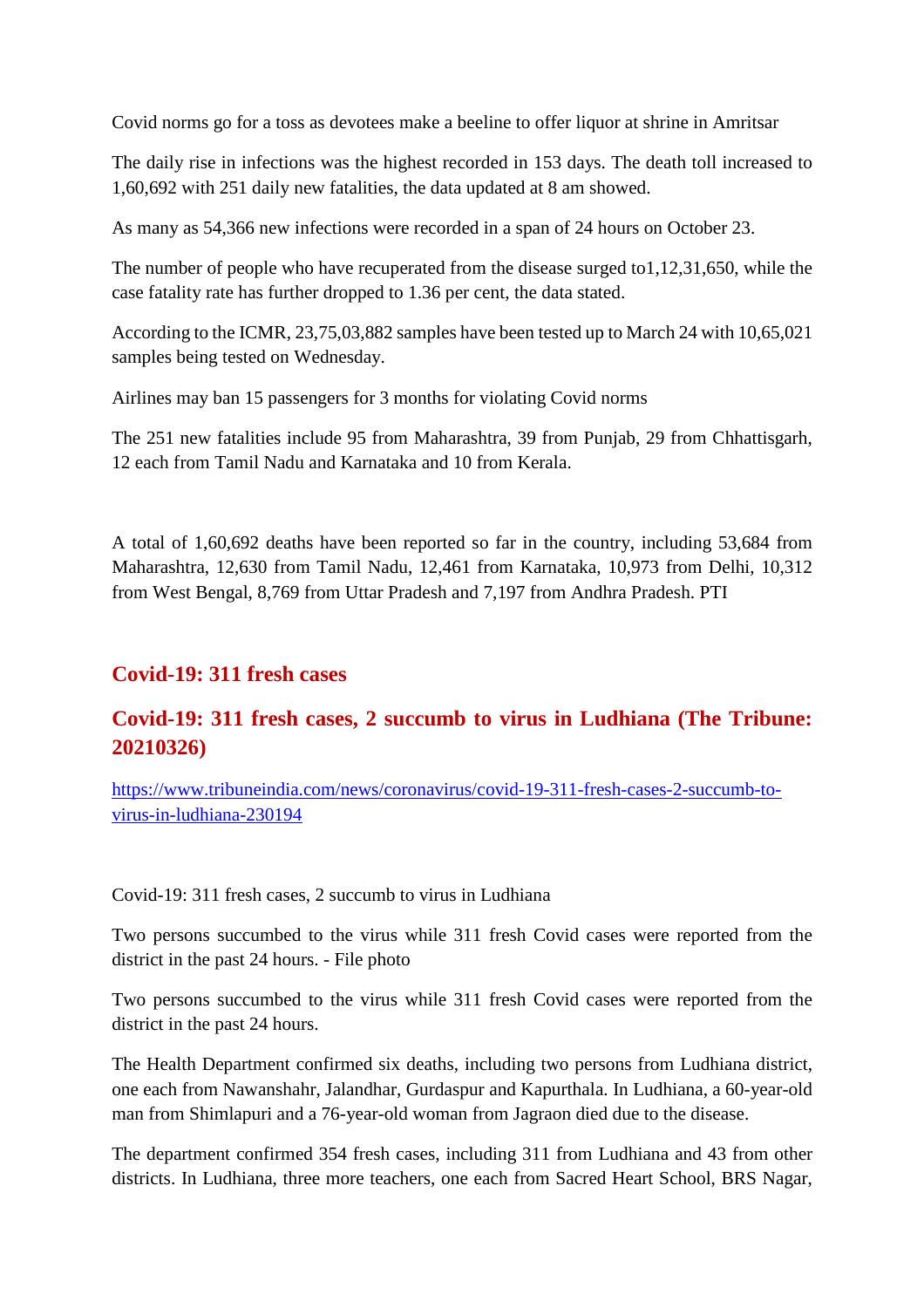Covid norms go for a toss as devotees make a beeline to offer liquor at shrine in Amritsar

The daily rise in infections was the highest recorded in 153 days. The death toll increased to 1,60,692 with 251 daily new fatalities, the data updated at 8 am showed.

As many as 54,366 new infections were recorded in a span of 24 hours on October 23.

The number of people who have recuperated from the disease surged to1,12,31,650, while the case fatality rate has further dropped to 1.36 per cent, the data stated.

According to the ICMR, 23,75,03,882 samples have been tested up to March 24 with 10,65,021 samples being tested on Wednesday.

Airlines may ban 15 passengers for 3 months for violating Covid norms

The 251 new fatalities include 95 from Maharashtra, 39 from Punjab, 29 from Chhattisgarh, 12 each from Tamil Nadu and Karnataka and 10 from Kerala.

A total of 1,60,692 deaths have been reported so far in the country, including 53,684 from Maharashtra, 12,630 from Tamil Nadu, 12,461 from Karnataka, 10,973 from Delhi, 10,312 from West Bengal, 8,769 from Uttar Pradesh and 7,197 from Andhra Pradesh. PTI

## Covid-19: 311 fresh cases

## Covid-19: 311 fresh cases, 2 succumb to virus in Ludhiana (The Tribune: 20210326)

https://www.tribuneindia.com/news/coronavirus/covid-19-311-fresh-cases-2-succumb-to-virus-in-ludhiana-230194

Covid-19: 311 fresh cases, 2 succumb to virus in Ludhiana

Two persons succumbed to the virus while 311 fresh Covid cases were reported from the district in the past 24 hours. - File photo

Two persons succumbed to the virus while 311 fresh Covid cases were reported from the district in the past 24 hours.

The Health Department confirmed six deaths, including two persons from Ludhiana district, one each from Nawanshahr, Jalandhar, Gurdaspur and Kapurthala. In Ludhiana, a 60-year-old man from Shimlapuri and a 76-year-old woman from Jagraon died due to the disease.

The department confirmed 354 fresh cases, including 311 from Ludhiana and 43 from other districts. In Ludhiana, three more teachers, one each from Sacred Heart School, BRS Nagar,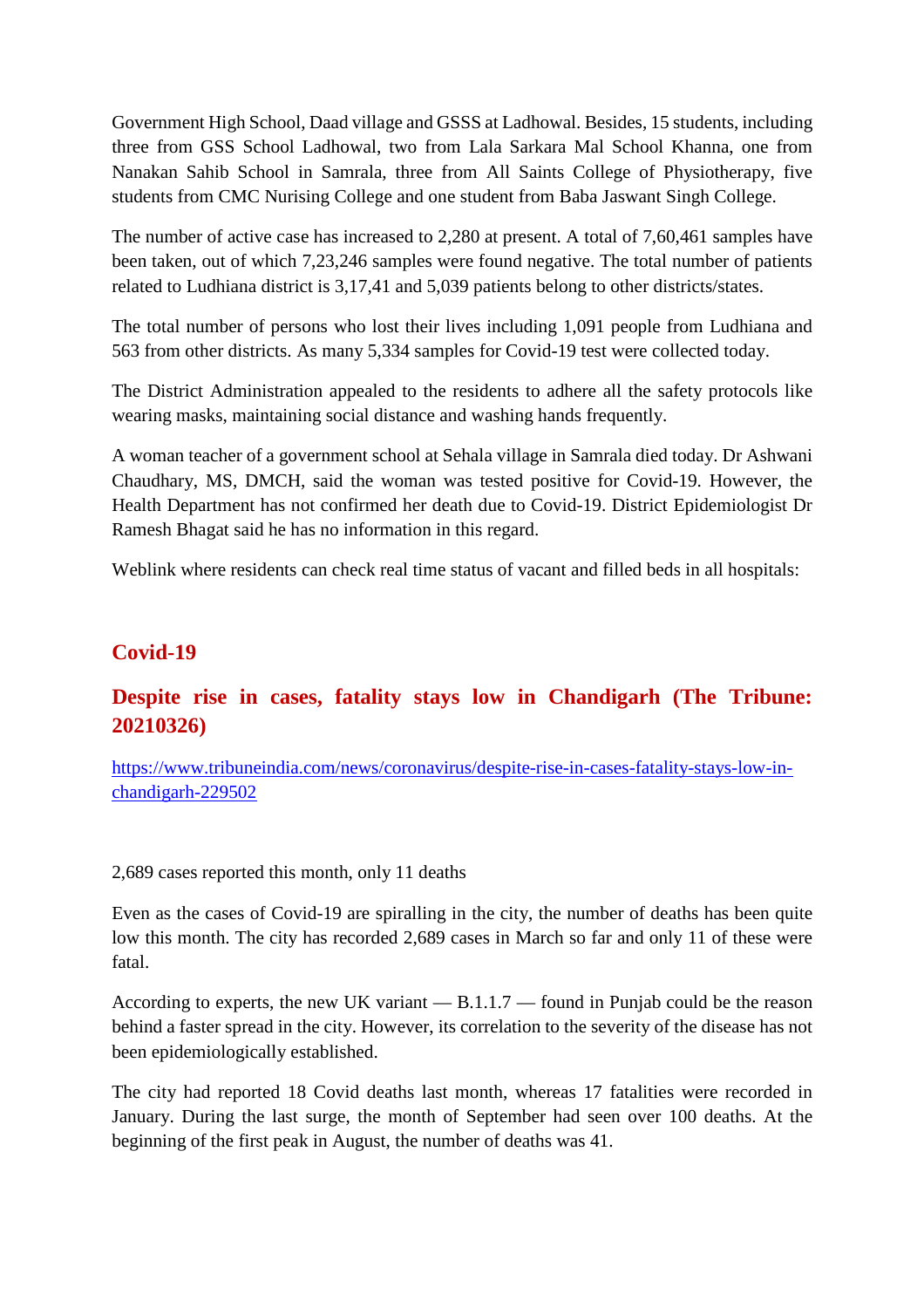Government High School, Daad village and GSSS at Ladhowal. Besides, 15 students, including three from GSS School Ladhowal, two from Lala Sarkara Mal School Khanna, one from Nanakan Sahib School in Samrala, three from All Saints College of Physiotherapy, five students from CMC Nurising College and one student from Baba Jaswant Singh College.

The number of active case has increased to 2,280 at present. A total of 7,60,461 samples have been taken, out of which 7,23,246 samples were found negative. The total number of patients related to Ludhiana district is 3,17,41 and 5,039 patients belong to other districts/states.

The total number of persons who lost their lives including 1,091 people from Ludhiana and 563 from other districts. As many 5,334 samples for Covid-19 test were collected today.

The District Administration appealed to the residents to adhere all the safety protocols like wearing masks, maintaining social distance and washing hands frequently.

A woman teacher of a government school at Sehala village in Samrala died today. Dr Ashwani Chaudhary, MS, DMCH, said the woman was tested positive for Covid-19. However, the Health Department has not confirmed her death due to Covid-19. District Epidemiologist Dr Ramesh Bhagat said he has no information in this regard.

Weblink where residents can check real time status of vacant and filled beds in all hospitals:

## Covid-19

## Despite rise in cases, fatality stays low in Chandigarh (The Tribune: 20210326)

https://www.tribuneindia.com/news/coronavirus/despite-rise-in-cases-fatality-stays-low-in-chandigarh-229502

2,689 cases reported this month, only 11 deaths

Even as the cases of Covid-19 are spiralling in the city, the number of deaths has been quite low this month. The city has recorded 2,689 cases in March so far and only 11 of these were fatal.

According to experts, the new UK variant — B.1.1.7 — found in Punjab could be the reason behind a faster spread in the city. However, its correlation to the severity of the disease has not been epidemiologically established.

The city had reported 18 Covid deaths last month, whereas 17 fatalities were recorded in January. During the last surge, the month of September had seen over 100 deaths. At the beginning of the first peak in August, the number of deaths was 41.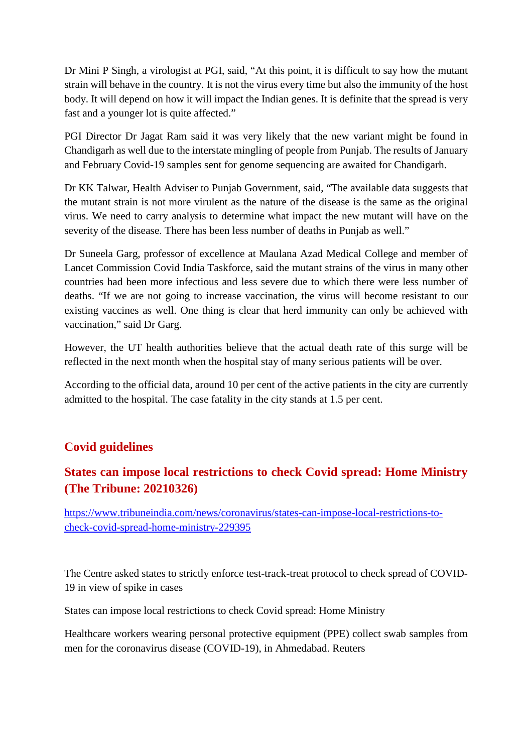Dr Mini P Singh, a virologist at PGI, said, “At this point, it is difficult to say how the mutant strain will behave in the country. It is not the virus every time but also the immunity of the host body. It will depend on how it will impact the Indian genes. It is definite that the spread is very fast and a younger lot is quite affected.”

PGI Director Dr Jagat Ram said it was very likely that the new variant might be found in Chandigarh as well due to the interstate mingling of people from Punjab. The results of January and February Covid-19 samples sent for genome sequencing are awaited for Chandigarh.

Dr KK Talwar, Health Adviser to Punjab Government, said, “The available data suggests that the mutant strain is not more virulent as the nature of the disease is the same as the original virus. We need to carry analysis to determine what impact the new mutant will have on the severity of the disease. There has been less number of deaths in Punjab as well.”

Dr Suneela Garg, professor of excellence at Maulana Azad Medical College and member of Lancet Commission Covid India Taskforce, said the mutant strains of the virus in many other countries had been more infectious and less severe due to which there were less number of deaths. “If we are not going to increase vaccination, the virus will become resistant to our existing vaccines as well. One thing is clear that herd immunity can only be achieved with vaccination,” said Dr Garg.

However, the UT health authorities believe that the actual death rate of this surge will be reflected in the next month when the hospital stay of many serious patients will be over.

According to the official data, around 10 per cent of the active patients in the city are currently admitted to the hospital. The case fatality in the city stands at 1.5 per cent.

## Covid guidelines

### States can impose local restrictions to check Covid spread: Home Ministry (The Tribune: 20210326)

https://www.tribuneindia.com/news/coronavirus/states-can-impose-local-restrictions-to-check-covid-spread-home-ministry-229395

The Centre asked states to strictly enforce test-track-treat protocol to check spread of COVID-19 in view of spike in cases

States can impose local restrictions to check Covid spread: Home Ministry

Healthcare workers wearing personal protective equipment (PPE) collect swab samples from men for the coronavirus disease (COVID-19), in Ahmedabad. Reuters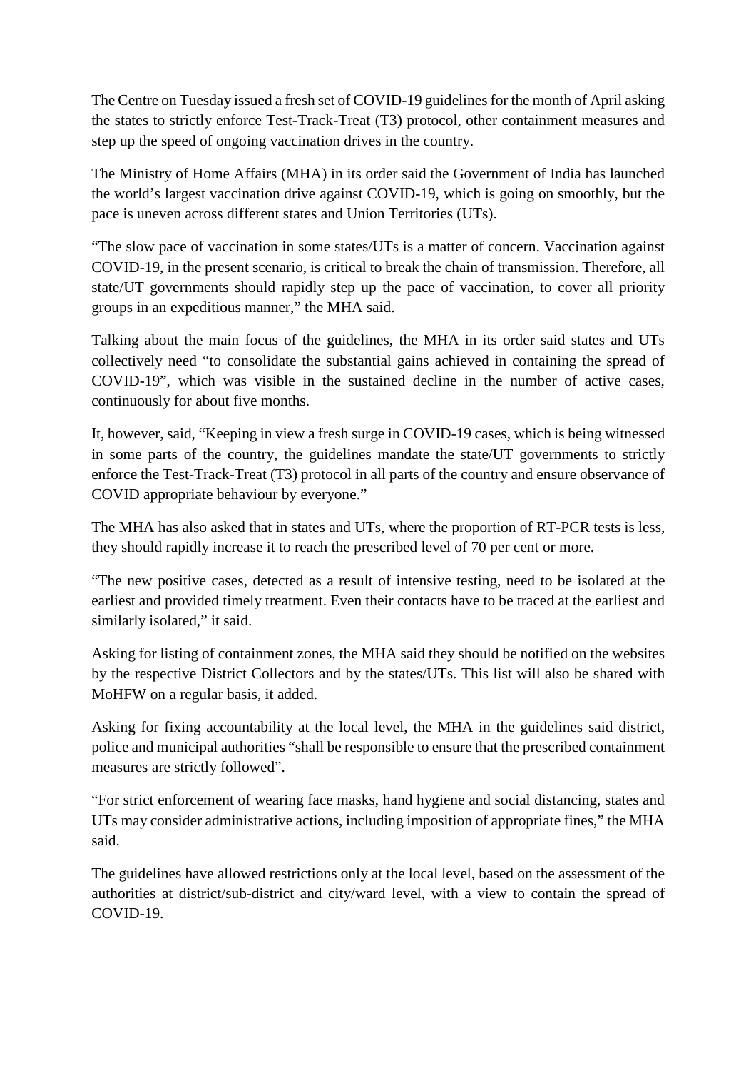The Centre on Tuesday issued a fresh set of COVID-19 guidelines for the month of April asking the states to strictly enforce Test-Track-Treat (T3) protocol, other containment measures and step up the speed of ongoing vaccination drives in the country.

The Ministry of Home Affairs (MHA) in its order said the Government of India has launched the world's largest vaccination drive against COVID-19, which is going on smoothly, but the pace is uneven across different states and Union Territories (UTs).

"The slow pace of vaccination in some states/UTs is a matter of concern. Vaccination against COVID-19, in the present scenario, is critical to break the chain of transmission. Therefore, all state/UT governments should rapidly step up the pace of vaccination, to cover all priority groups in an expeditious manner," the MHA said.

Talking about the main focus of the guidelines, the MHA in its order said states and UTs collectively need "to consolidate the substantial gains achieved in containing the spread of COVID-19", which was visible in the sustained decline in the number of active cases, continuously for about five months.

It, however, said, "Keeping in view a fresh surge in COVID-19 cases, which is being witnessed in some parts of the country, the guidelines mandate the state/UT governments to strictly enforce the Test-Track-Treat (T3) protocol in all parts of the country and ensure observance of COVID appropriate behaviour by everyone."

The MHA has also asked that in states and UTs, where the proportion of RT-PCR tests is less, they should rapidly increase it to reach the prescribed level of 70 per cent or more.

"The new positive cases, detected as a result of intensive testing, need to be isolated at the earliest and provided timely treatment. Even their contacts have to be traced at the earliest and similarly isolated," it said.

Asking for listing of containment zones, the MHA said they should be notified on the websites by the respective District Collectors and by the states/UTs. This list will also be shared with MoHFW on a regular basis, it added.

Asking for fixing accountability at the local level, the MHA in the guidelines said district, police and municipal authorities "shall be responsible to ensure that the prescribed containment measures are strictly followed".

"For strict enforcement of wearing face masks, hand hygiene and social distancing, states and UTs may consider administrative actions, including imposition of appropriate fines," the MHA said.

The guidelines have allowed restrictions only at the local level, based on the assessment of the authorities at district/sub-district and city/ward level, with a view to contain the spread of COVID-19.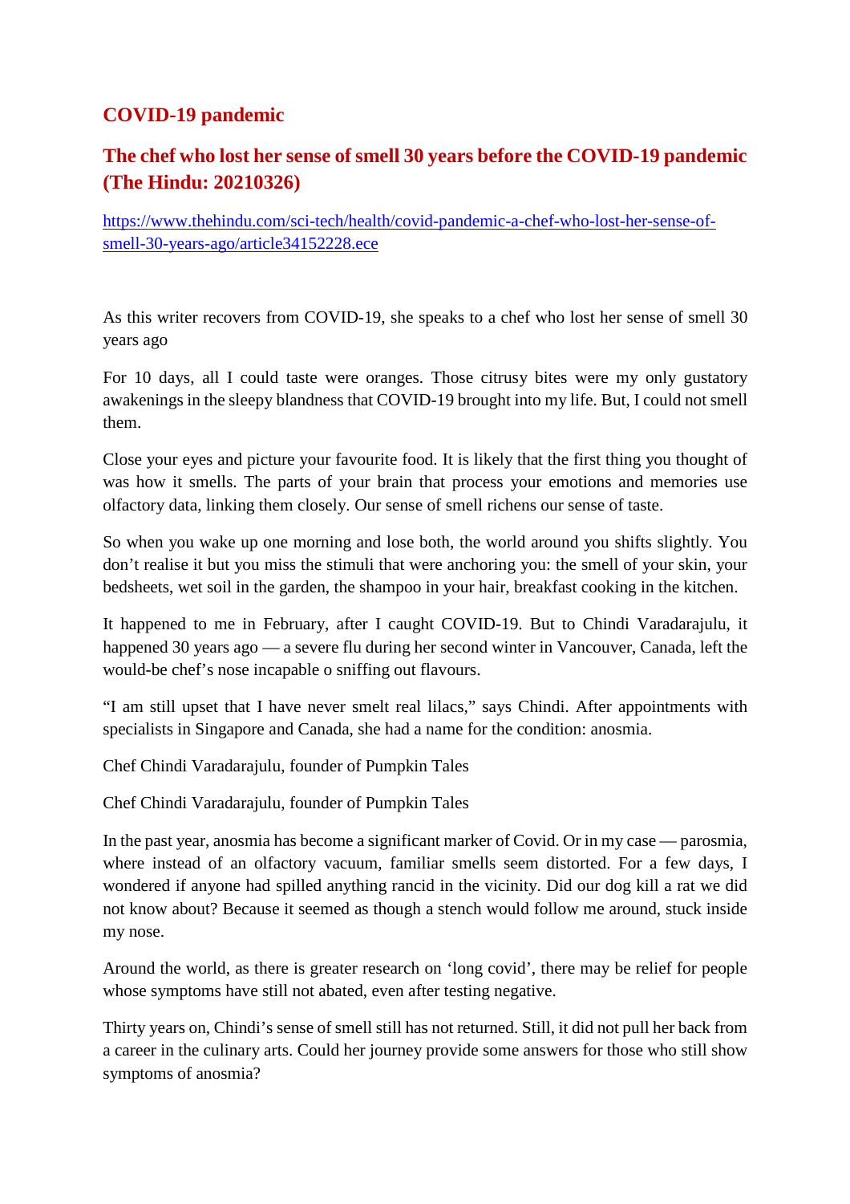## COVID-19 pandemic

## The chef who lost her sense of smell 30 years before the COVID-19 pandemic (The Hindu: 20210326)

[https://www.thehindu.com/sci-tech/health/covid-pandemic-a-chef-who-lost-her-sense-of-smell-30-years-ago/article34152228.ece](https://www.thehindu.com/sci-tech/health/covid-pandemic-a-chef-who-lost-her-sense-of-smell-30-years-ago/article34152228.ece)

As this writer recovers from COVID-19, she speaks to a chef who lost her sense of smell 30 years ago

For 10 days, all I could taste were oranges. Those citrusy bites were my only gustatory awakenings in the sleepy blandness that COVID-19 brought into my life. But, I could not smell them.

Close your eyes and picture your favourite food. It is likely that the first thing you thought of was how it smells. The parts of your brain that process your emotions and memories use olfactory data, linking them closely. Our sense of smell richens our sense of taste.

So when you wake up one morning and lose both, the world around you shifts slightly. You don't realise it but you miss the stimuli that were anchoring you: the smell of your skin, your bedsheets, wet soil in the garden, the shampoo in your hair, breakfast cooking in the kitchen.

It happened to me in February, after I caught COVID-19. But to Chindi Varadarajulu, it happened 30 years ago — a severe flu during her second winter in Vancouver, Canada, left the would-be chef's nose incapable o sniffing out flavours.

"I am still upset that I have never smelt real lilacs," says Chindi. After appointments with specialists in Singapore and Canada, she had a name for the condition: anosmia.

Chef Chindi Varadarajulu, founder of Pumpkin Tales

Chef Chindi Varadarajulu, founder of Pumpkin Tales

In the past year, anosmia has become a significant marker of Covid. Or in my case — parosmia, where instead of an olfactory vacuum, familiar smells seem distorted. For a few days, I wondered if anyone had spilled anything rancid in the vicinity. Did our dog kill a rat we did not know about? Because it seemed as though a stench would follow me around, stuck inside my nose.

Around the world, as there is greater research on 'long covid', there may be relief for people whose symptoms have still not abated, even after testing negative.

Thirty years on, Chindi's sense of smell still has not returned. Still, it did not pull her back from a career in the culinary arts. Could her journey provide some answers for those who still show symptoms of anosmia?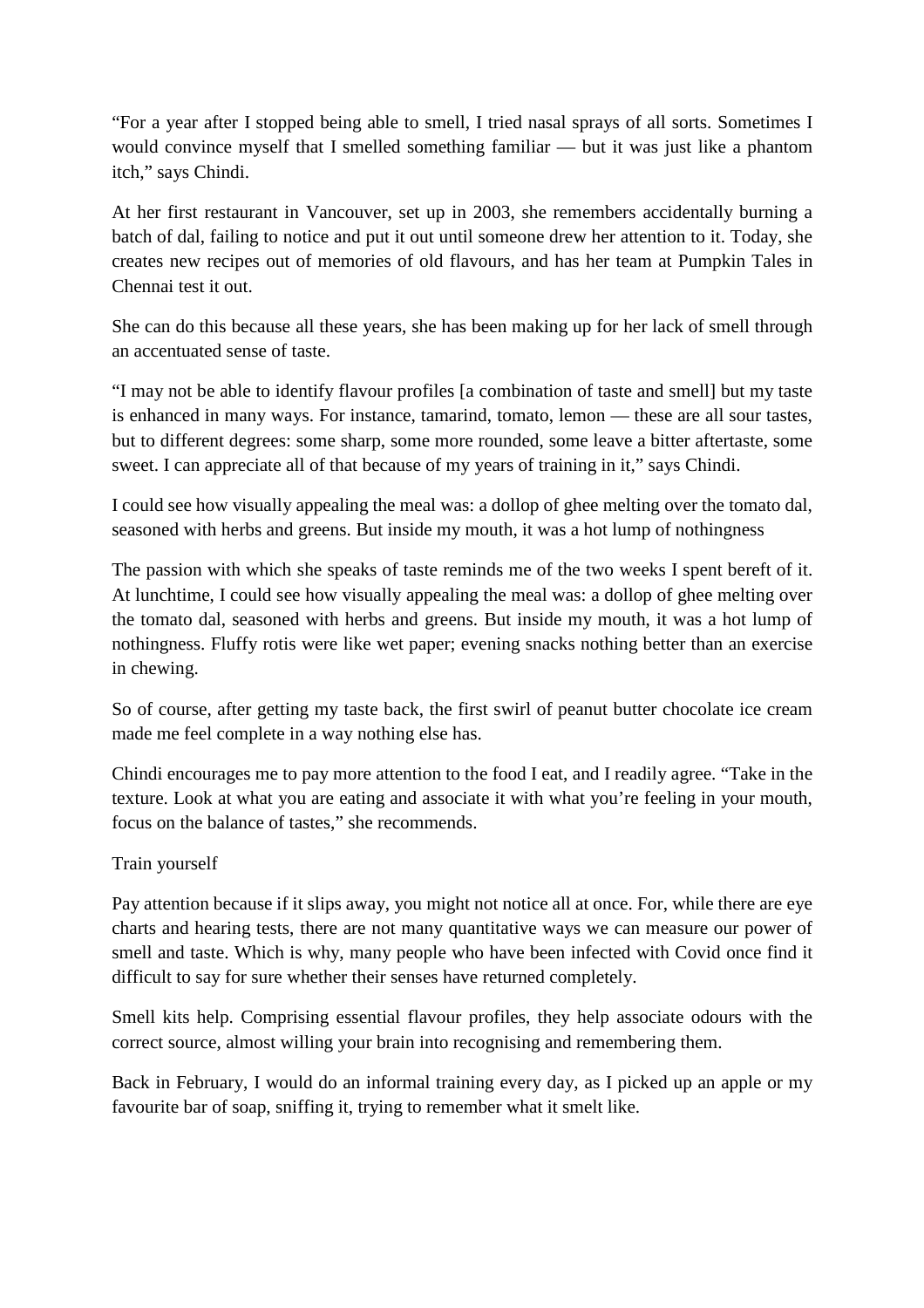"For a year after I stopped being able to smell, I tried nasal sprays of all sorts. Sometimes I would convince myself that I smelled something familiar — but it was just like a phantom itch," says Chindi.

At her first restaurant in Vancouver, set up in 2003, she remembers accidentally burning a batch of dal, failing to notice and put it out until someone drew her attention to it. Today, she creates new recipes out of memories of old flavours, and has her team at Pumpkin Tales in Chennai test it out.

She can do this because all these years, she has been making up for her lack of smell through an accentuated sense of taste.

"I may not be able to identify flavour profiles [a combination of taste and smell] but my taste is enhanced in many ways. For instance, tamarind, tomato, lemon — these are all sour tastes, but to different degrees: some sharp, some more rounded, some leave a bitter aftertaste, some sweet. I can appreciate all of that because of my years of training in it," says Chindi.

I could see how visually appealing the meal was: a dollop of ghee melting over the tomato dal, seasoned with herbs and greens. But inside my mouth, it was a hot lump of nothingness

The passion with which she speaks of taste reminds me of the two weeks I spent bereft of it. At lunchtime, I could see how visually appealing the meal was: a dollop of ghee melting over the tomato dal, seasoned with herbs and greens. But inside my mouth, it was a hot lump of nothingness. Fluffy rotis were like wet paper; evening snacks nothing better than an exercise in chewing.

So of course, after getting my taste back, the first swirl of peanut butter chocolate ice cream made me feel complete in a way nothing else has.

Chindi encourages me to pay more attention to the food I eat, and I readily agree. "Take in the texture. Look at what you are eating and associate it with what you're feeling in your mouth, focus on the balance of tastes," she recommends.

## Train yourself

Pay attention because if it slips away, you might not notice all at once. For, while there are eye charts and hearing tests, there are not many quantitative ways we can measure our power of smell and taste. Which is why, many people who have been infected with Covid once find it difficult to say for sure whether their senses have returned completely.

Smell kits help. Comprising essential flavour profiles, they help associate odours with the correct source, almost willing your brain into recognising and remembering them.

Back in February, I would do an informal training every day, as I picked up an apple or my favourite bar of soap, sniffing it, trying to remember what it smelt like.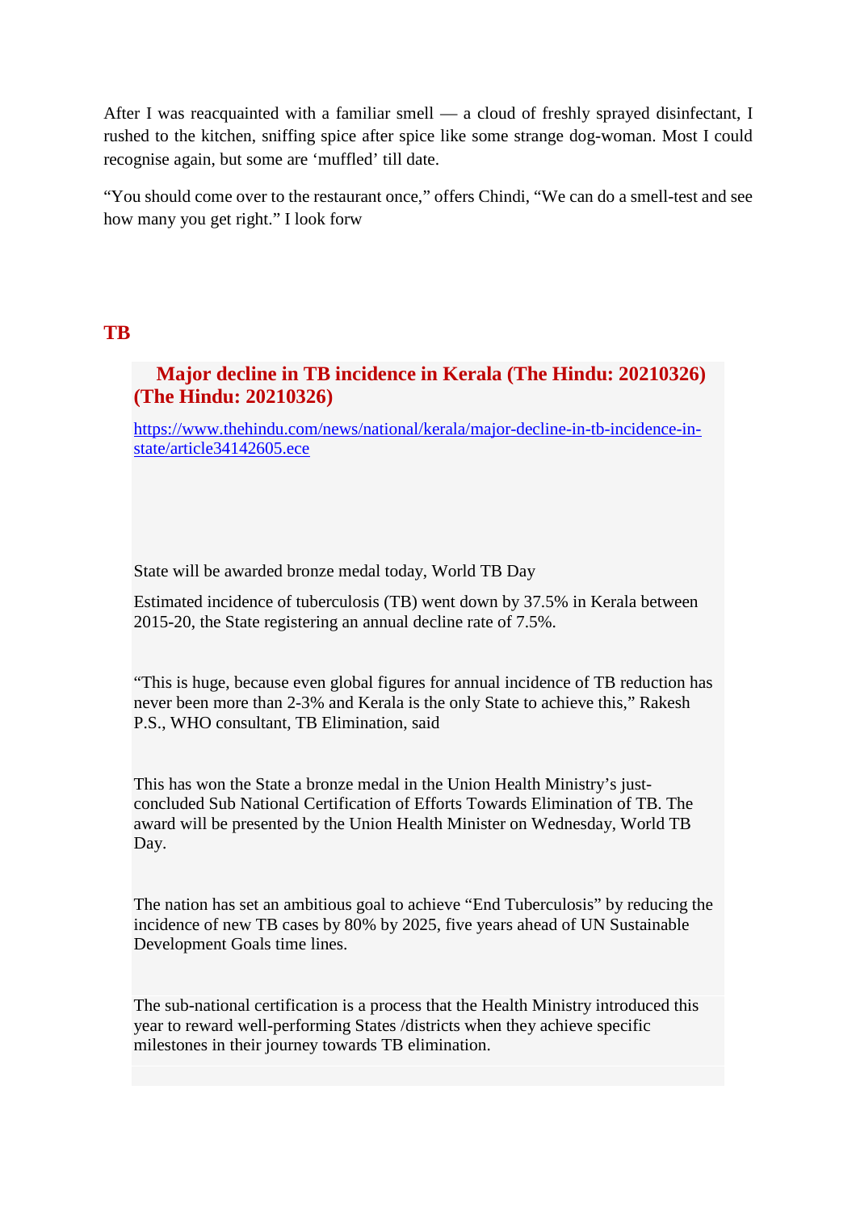After I was reacquainted with a familiar smell — a cloud of freshly sprayed disinfectant, I rushed to the kitchen, sniffing spice after spice like some strange dog-woman. Most I could recognise again, but some are 'muffled' till date.

"You should come over to the restaurant once," offers Chindi, "We can do a smell-test and see how many you get right." I look forw

# TB

## Major decline in TB incidence in Kerala (The Hindu: 20210326) (The Hindu: 20210326)

https://www.thehindu.com/news/national/kerala/major-decline-in-tb-incidence-in-state/article34142605.ece

State will be awarded bronze medal today, World TB Day

Estimated incidence of tuberculosis (TB) went down by 37.5% in Kerala between 2015-20, the State registering an annual decline rate of 7.5%.

"This is huge, because even global figures for annual incidence of TB reduction has never been more than 2-3% and Kerala is the only State to achieve this," Rakesh P.S., WHO consultant, TB Elimination, said

This has won the State a bronze medal in the Union Health Ministry's just-concluded Sub National Certification of Efforts Towards Elimination of TB. The award will be presented by the Union Health Minister on Wednesday, World TB Day.

The nation has set an ambitious goal to achieve "End Tuberculosis" by reducing the incidence of new TB cases by 80% by 2025, five years ahead of UN Sustainable Development Goals time lines.

The sub-national certification is a process that the Health Ministry introduced this year to reward well-performing States /districts when they achieve specific milestones in their journey towards TB elimination.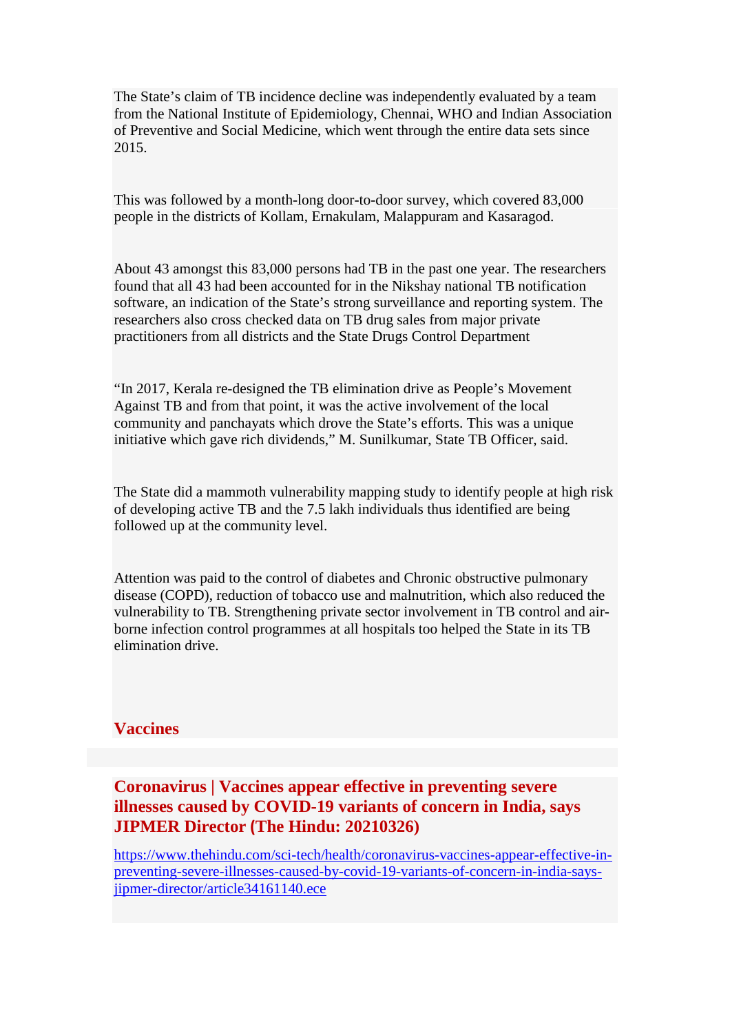The State's claim of TB incidence decline was independently evaluated by a team from the National Institute of Epidemiology, Chennai, WHO and Indian Association of Preventive and Social Medicine, which went through the entire data sets since 2015.

This was followed by a month-long door-to-door survey, which covered 83,000 people in the districts of Kollam, Ernakulam, Malappuram and Kasaragod.

About 43 amongst this 83,000 persons had TB in the past one year. The researchers found that all 43 had been accounted for in the Nikshay national TB notification software, an indication of the State's strong surveillance and reporting system. The researchers also cross checked data on TB drug sales from major private practitioners from all districts and the State Drugs Control Department

"In 2017, Kerala re-designed the TB elimination drive as People's Movement Against TB and from that point, it was the active involvement of the local community and panchayats which drove the State's efforts. This was a unique initiative which gave rich dividends," M. Sunilkumar, State TB Officer, said.

The State did a mammoth vulnerability mapping study to identify people at high risk of developing active TB and the 7.5 lakh individuals thus identified are being followed up at the community level.

Attention was paid to the control of diabetes and Chronic obstructive pulmonary disease (COPD), reduction of tobacco use and malnutrition, which also reduced the vulnerability to TB. Strengthening private sector involvement in TB control and air-borne infection control programmes at all hospitals too helped the State in its TB elimination drive.

## Vaccines

### Coronavirus | Vaccines appear effective in preventing severe illnesses caused by COVID-19 variants of concern in India, says JIPMER Director (The Hindu: 20210326)

https://www.thehindu.com/sci-tech/health/coronavirus-vaccines-appear-effective-in-preventing-severe-illnesses-caused-by-covid-19-variants-of-concern-in-india-says-jipmer-director/article34161140.ece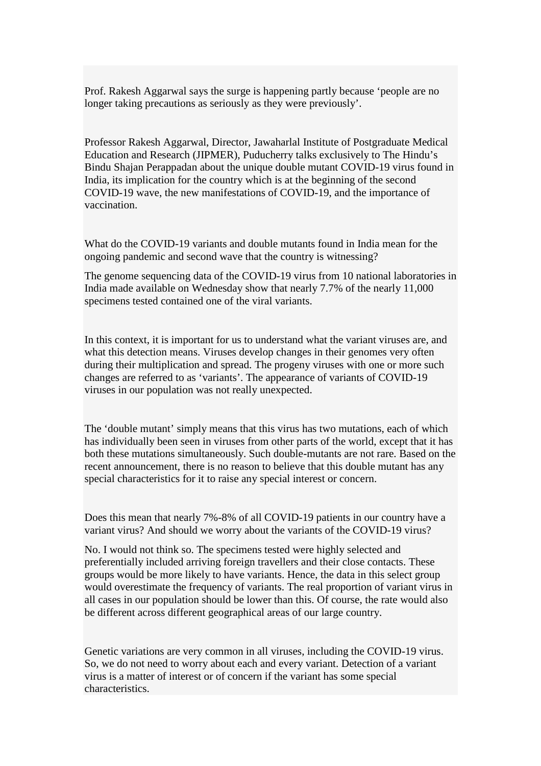Prof. Rakesh Aggarwal says the surge is happening partly because ‘people are no longer taking precautions as seriously as they were previously’.

Professor Rakesh Aggarwal, Director, Jawaharlal Institute of Postgraduate Medical Education and Research (JIPMER), Puducherry talks exclusively to The Hindu’s Bindu Shajan Perappadan about the unique double mutant COVID-19 virus found in India, its implication for the country which is at the beginning of the second COVID-19 wave, the new manifestations of COVID-19, and the importance of vaccination.

What do the COVID-19 variants and double mutants found in India mean for the ongoing pandemic and second wave that the country is witnessing?

The genome sequencing data of the COVID-19 virus from 10 national laboratories in India made available on Wednesday show that nearly 7.7% of the nearly 11,000 specimens tested contained one of the viral variants.

In this context, it is important for us to understand what the variant viruses are, and what this detection means. Viruses develop changes in their genomes very often during their multiplication and spread. The progeny viruses with one or more such changes are referred to as ‘variants’. The appearance of variants of COVID-19 viruses in our population was not really unexpected.

The ‘double mutant’ simply means that this virus has two mutations, each of which has individually been seen in viruses from other parts of the world, except that it has both these mutations simultaneously. Such double-mutants are not rare. Based on the recent announcement, there is no reason to believe that this double mutant has any special characteristics for it to raise any special interest or concern.

Does this mean that nearly 7%-8% of all COVID-19 patients in our country have a variant virus? And should we worry about the variants of the COVID-19 virus?

No. I would not think so. The specimens tested were highly selected and preferentially included arriving foreign travellers and their close contacts. These groups would be more likely to have variants. Hence, the data in this select group would overestimate the frequency of variants. The real proportion of variant virus in all cases in our population should be lower than this. Of course, the rate would also be different across different geographical areas of our large country.

Genetic variations are very common in all viruses, including the COVID-19 virus. So, we do not need to worry about each and every variant. Detection of a variant virus is a matter of interest or of concern if the variant has some special characteristics.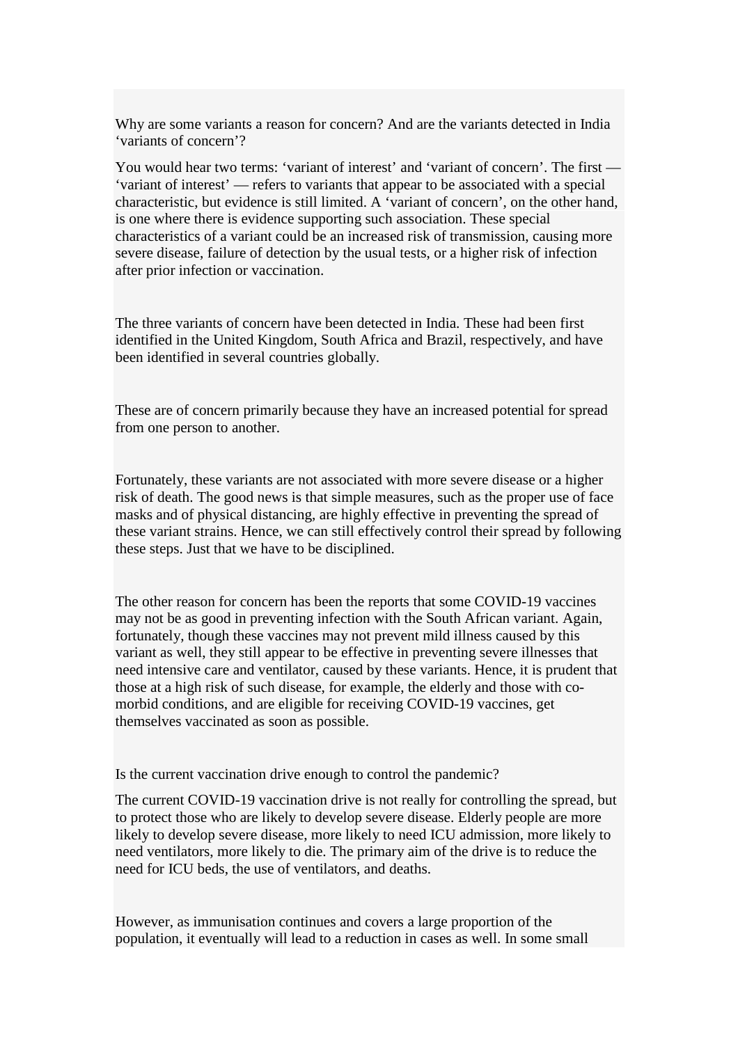Why are some variants a reason for concern? And are the variants detected in India ‘variants of concern’?

You would hear two terms: ‘variant of interest’ and ‘variant of concern’. The first — ‘variant of interest’ — refers to variants that appear to be associated with a special characteristic, but evidence is still limited. A ‘variant of concern’, on the other hand, is one where there is evidence supporting such association. These special characteristics of a variant could be an increased risk of transmission, causing more severe disease, failure of detection by the usual tests, or a higher risk of infection after prior infection or vaccination.

The three variants of concern have been detected in India. These had been first identified in the United Kingdom, South Africa and Brazil, respectively, and have been identified in several countries globally.

These are of concern primarily because they have an increased potential for spread from one person to another.

Fortunately, these variants are not associated with more severe disease or a higher risk of death. The good news is that simple measures, such as the proper use of face masks and of physical distancing, are highly effective in preventing the spread of these variant strains. Hence, we can still effectively control their spread by following these steps. Just that we have to be disciplined.

The other reason for concern has been the reports that some COVID-19 vaccines may not be as good in preventing infection with the South African variant. Again, fortunately, though these vaccines may not prevent mild illness caused by this variant as well, they still appear to be effective in preventing severe illnesses that need intensive care and ventilator, caused by these variants. Hence, it is prudent that those at a high risk of such disease, for example, the elderly and those with co-morbid conditions, and are eligible for receiving COVID-19 vaccines, get themselves vaccinated as soon as possible.

Is the current vaccination drive enough to control the pandemic?

The current COVID-19 vaccination drive is not really for controlling the spread, but to protect those who are likely to develop severe disease. Elderly people are more likely to develop severe disease, more likely to need ICU admission, more likely to need ventilators, more likely to die. The primary aim of the drive is to reduce the need for ICU beds, the use of ventilators, and deaths.

However, as immunisation continues and covers a large proportion of the population, it eventually will lead to a reduction in cases as well. In some small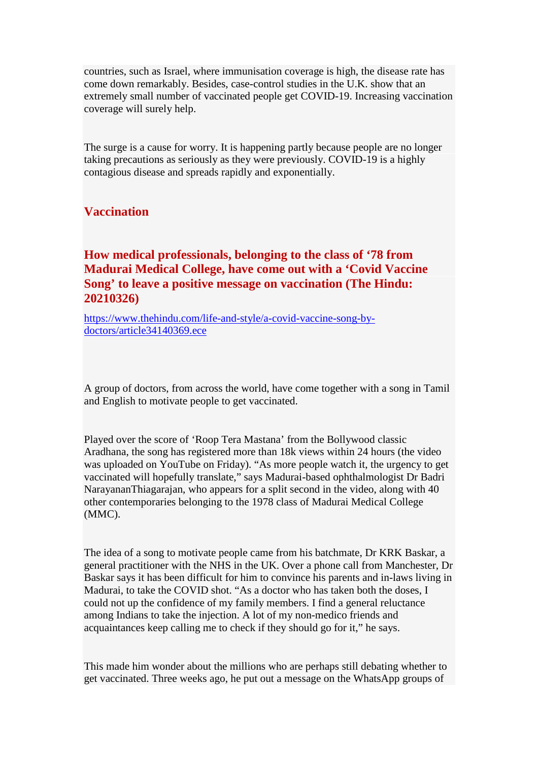countries, such as Israel, where immunisation coverage is high, the disease rate has come down remarkably. Besides, case-control studies in the U.K. show that an extremely small number of vaccinated people get COVID-19. Increasing vaccination coverage will surely help.

The surge is a cause for worry. It is happening partly because people are no longer taking precautions as seriously as they were previously. COVID-19 is a highly contagious disease and spreads rapidly and exponentially.

## Vaccination

## How medical professionals, belonging to the class of '78 from Madurai Medical College, have come out with a 'Covid Vaccine Song' to leave a positive message on vaccination (The Hindu: 20210326)

https://www.thehindu.com/life-and-style/a-covid-vaccine-song-by-doctors/article34140369.ece

A group of doctors, from across the world, have come together with a song in Tamil and English to motivate people to get vaccinated.

Played over the score of 'Roop Tera Mastana' from the Bollywood classic Aradhana, the song has registered more than 18k views within 24 hours (the video was uploaded on YouTube on Friday). "As more people watch it, the urgency to get vaccinated will hopefully translate," says Madurai-based ophthalmologist Dr Badri NarayananThiagarajan, who appears for a split second in the video, along with 40 other contemporaries belonging to the 1978 class of Madurai Medical College (MMC).

The idea of a song to motivate people came from his batchmate, Dr KRK Baskar, a general practitioner with the NHS in the UK. Over a phone call from Manchester, Dr Baskar says it has been difficult for him to convince his parents and in-laws living in Madurai, to take the COVID shot. "As a doctor who has taken both the doses, I could not up the confidence of my family members. I find a general reluctance among Indians to take the injection. A lot of my non-medico friends and acquaintances keep calling me to check if they should go for it," he says.

This made him wonder about the millions who are perhaps still debating whether to get vaccinated. Three weeks ago, he put out a message on the WhatsApp groups of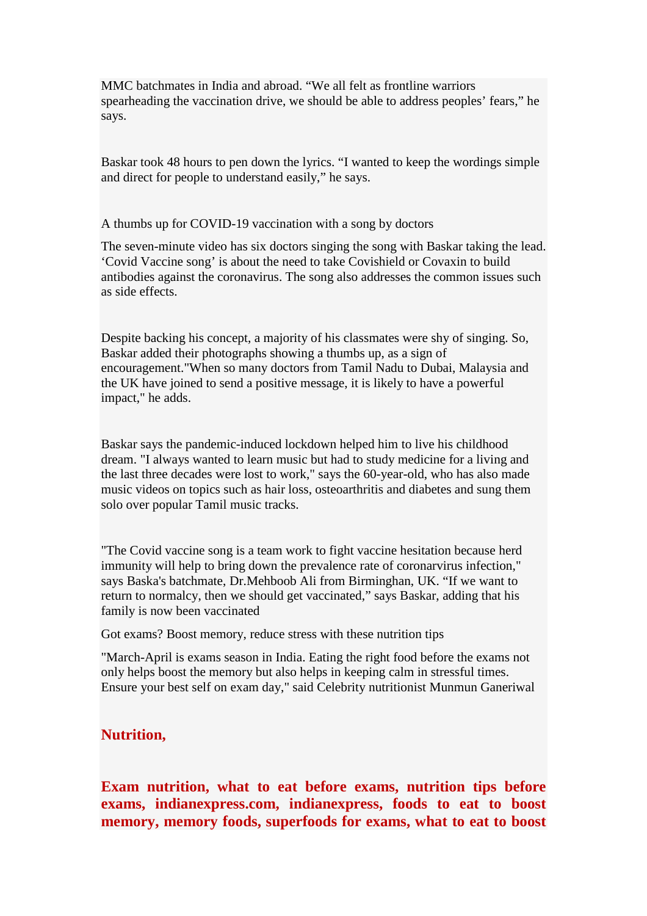MMC batchmates in India and abroad. “We all felt as frontline warriors spearheading the vaccination drive, we should be able to address peoples’ fears,” he says.

Baskar took 48 hours to pen down the lyrics. “I wanted to keep the wordings simple and direct for people to understand easily,” he says.

A thumbs up for COVID-19 vaccination with a song by doctors

The seven-minute video has six doctors singing the song with Baskar taking the lead. ‘Covid Vaccine song’ is about the need to take Covishield or Covaxin to build antibodies against the coronavirus. The song also addresses the common issues such as side effects.

Despite backing his concept, a majority of his classmates were shy of singing. So, Baskar added their photographs showing a thumbs up, as a sign of encouragement."When so many doctors from Tamil Nadu to Dubai, Malaysia and the UK have joined to send a positive message, it is likely to have a powerful impact," he adds.

Baskar says the pandemic-induced lockdown helped him to live his childhood dream. "I always wanted to learn music but had to study medicine for a living and the last three decades were lost to work," says the 60-year-old, who has also made music videos on topics such as hair loss, osteoarthritis and diabetes and sung them solo over popular Tamil music tracks.

"The Covid vaccine song is a team work to fight vaccine hesitation because herd immunity will help to bring down the prevalence rate of coronarvirus infection," says Baska's batchmate, Dr.Mehboob Ali from Birminghan, UK. “If we want to return to normalcy, then we should get vaccinated,” says Baskar, adding that his family is now been vaccinated

Got exams? Boost memory, reduce stress with these nutrition tips

"March-April is exams season in India. Eating the right food before the exams not only helps boost the memory but also helps in keeping calm in stressful times. Ensure your best self on exam day," said Celebrity nutritionist Munmun Ganeriwal

**Nutrition,**

**Exam nutrition, what to eat before exams, nutrition tips before exams, indianexpress.com, indianexpress, foods to eat to boost memory, memory foods, superfoods for exams, what to eat to boost**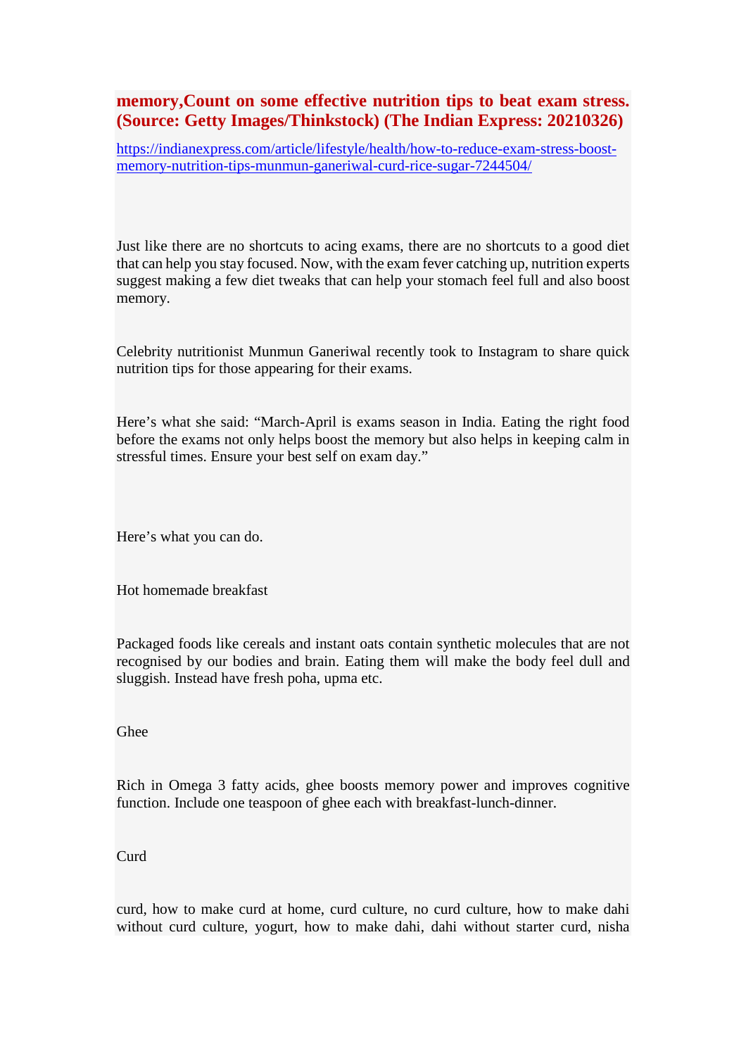**memory,Count on some effective nutrition tips to beat exam stress. (Source: Getty Images/Thinkstock) (The Indian Express: 20210326)**

https://indianexpress.com/article/lifestyle/health/how-to-reduce-exam-stress-boost-memory-nutrition-tips-munmun-ganeriwal-curd-rice-sugar-7244504/

Just like there are no shortcuts to acing exams, there are no shortcuts to a good diet that can help you stay focused. Now, with the exam fever catching up, nutrition experts suggest making a few diet tweaks that can help your stomach feel full and also boost memory.

Celebrity nutritionist Munmun Ganeriwal recently took to Instagram to share quick nutrition tips for those appearing for their exams.

Here's what she said: "March-April is exams season in India. Eating the right food before the exams not only helps boost the memory but also helps in keeping calm in stressful times. Ensure your best self on exam day."

Here's what you can do.

Hot homemade breakfast

Packaged foods like cereals and instant oats contain synthetic molecules that are not recognised by our bodies and brain. Eating them will make the body feel dull and sluggish. Instead have fresh poha, upma etc.

Ghee

Rich in Omega 3 fatty acids, ghee boosts memory power and improves cognitive function. Include one teaspoon of ghee each with breakfast-lunch-dinner.

Curd

curd, how to make curd at home, curd culture, no curd culture, how to make dahi without curd culture, yogurt, how to make dahi, dahi without starter curd, nisha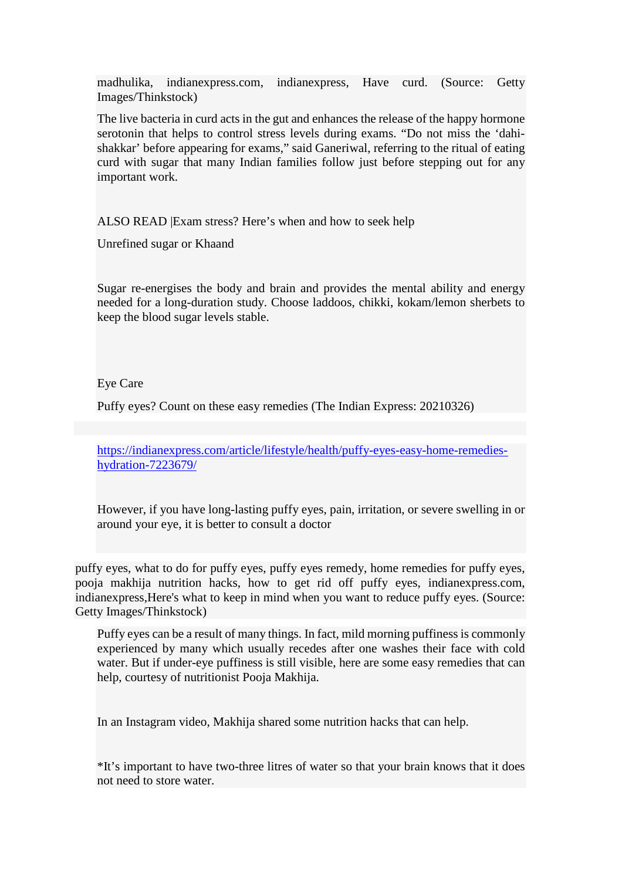madhulika, indianexpress.com, indianexpress, Have curd. (Source: Getty Images/Thinkstock)

The live bacteria in curd acts in the gut and enhances the release of the happy hormone serotonin that helps to control stress levels during exams. "Do not miss the 'dahi-shakkar' before appearing for exams," said Ganeriwal, referring to the ritual of eating curd with sugar that many Indian families follow just before stepping out for any important work.

ALSO READ |Exam stress? Here's when and how to seek help

Unrefined sugar or Khaand

Sugar re-energises the body and brain and provides the mental ability and energy needed for a long-duration study. Choose laddoos, chikki, kokam/lemon sherbets to keep the blood sugar levels stable.

Eye Care

Puffy eyes? Count on these easy remedies (The Indian Express: 20210326)

https://indianexpress.com/article/lifestyle/health/puffy-eyes-easy-home-remedies-hydration-7223679/

However, if you have long-lasting puffy eyes, pain, irritation, or severe swelling in or around your eye, it is better to consult a doctor

puffy eyes, what to do for puffy eyes, puffy eyes remedy, home remedies for puffy eyes, pooja makhija nutrition hacks, how to get rid off puffy eyes, indianexpress.com, indianexpress,Here's what to keep in mind when you want to reduce puffy eyes. (Source: Getty Images/Thinkstock)

Puffy eyes can be a result of many things. In fact, mild morning puffiness is commonly experienced by many which usually recedes after one washes their face with cold water. But if under-eye puffiness is still visible, here are some easy remedies that can help, courtesy of nutritionist Pooja Makhija.

In an Instagram video, Makhija shared some nutrition hacks that can help.

*It's important to have two-three litres of water so that your brain knows that it does not need to store water.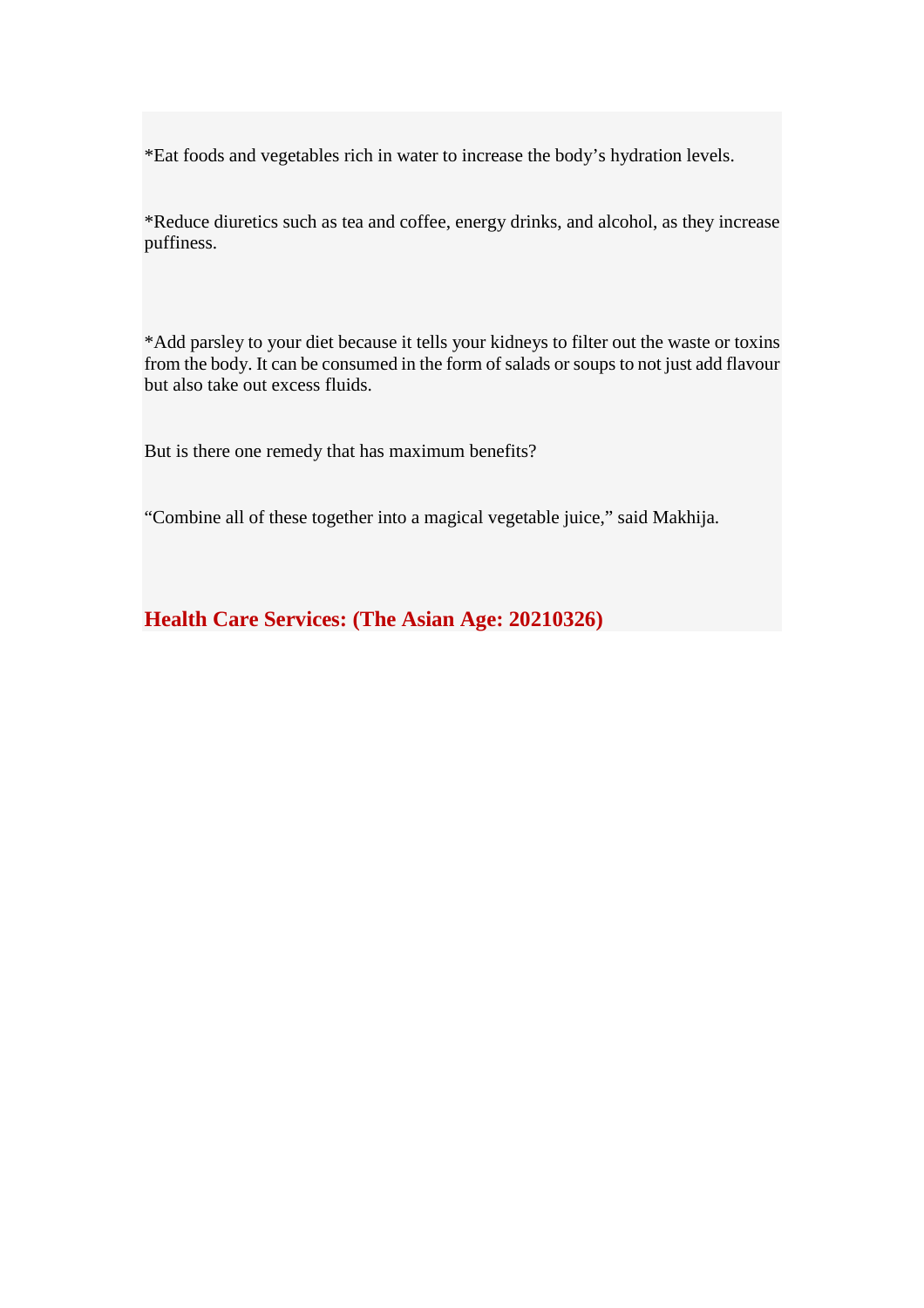*Eat foods and vegetables rich in water to increase the body's hydration levels.

*Reduce diuretics such as tea and coffee, energy drinks, and alcohol, as they increase puffiness.

*Add parsley to your diet because it tells your kidneys to filter out the waste or toxins from the body. It can be consumed in the form of salads or soups to not just add flavour but also take out excess fluids.

But is there one remedy that has maximum benefits?

"Combine all of these together into a magical vegetable juice," said Makhija.

**Health Care Services: (The Asian Age: 20210326)**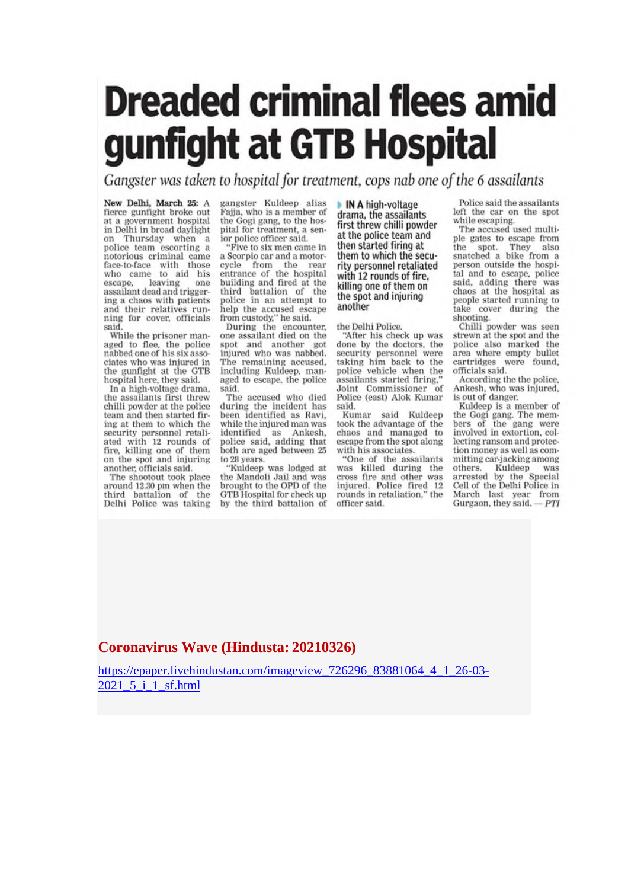# Dreaded criminal flees amid gunfight at GTB Hospital

*Gangster was taken to hospital for treatment, cops nab one of the 6 assailants*

**New Delhi, March 25:** A fierce gunfight broke out at a government hospital in Delhi in broad daylight on Thursday when a police team escorting a notorious criminal came face-to-face with those who came to aid his escape, leaving one assailant dead and triggering a chaos with patients and their relatives running for cover, officials said.

While the prisoner managed to flee, the police nabbed one of his six associates who was injured in the gunfight at the GTB hospital here, they said.

In a high-voltage drama, the assailants first threw chilli powder at the police team and then started firing at them to which the security personnel retaliated with 12 rounds of fire, killing one of them on the spot and injuring another, officials said.

The shootout took place around 12.30 pm when the third battalion of the Delhi Police was taking gangster Kuldeep alias Fajja, who is a member of the Gogi gang, to the hospital for treatment, a senior police officer said.

"Five to six men came in a Scorpio car and a motorcycle from the rear entrance of the hospital building and fired at the third battalion of the police in an attempt to help the accused escape from custody," he said.

During the encounter, one assailant died on the spot and another got injured who was nabbed. The remaining accused, including Kuldeep, managed to escape, the police said.

The accused who died during the incident has been identified as Ravi, while the injured man was identified as Ankesh, police said, adding that both are aged between 25 to 28 years.

"Kuldeep was lodged at the Mandoli Jail and was brought to the OPD of the GTB Hospital for check up by the third battalion of the Delhi Police.

> **IN A** high-voltage drama, the assailants first threw chilli powder at the police team and then started firing at them to which the security personnel retaliated with 12 rounds of fire, killing one of them on the spot and injuring another

"After his check up was done by the doctors, the security personnel were taking him back to the police vehicle when the assailants started firing," Joint Commissioner of Police (east) Alok Kumar said.

Kumar said Kuldeep took the advantage of the chaos and managed to escape from the spot along with his associates.

"One of the assailants was killed during the cross fire and other was injured. Police fired 12 rounds in retaliation," the officer said.

Police said the assailants left the car on the spot while escaping.

The accused used multiple gates to escape from the spot. They also snatched a bike from a person outside the hospital and to escape, police said, adding there was chaos at the hospital as people started running to take cover during the shooting.

Chilli powder was seen strewn at the spot and the police also marked the area where empty bullet cartridges were found, officials said.

According the the police, Ankesh, who was injured, is out of danger.

Kuldeep is a member of the Gogi gang. The members of the gang were involved in extortion, collecting ransom and protection money as well as committing car-jacking among others. Kuldeep was arrested by the Special Cell of the Delhi Police in March last year from Gurgaon, they said. — *PTI*

**Coronavirus Wave (Hindusta: 20210326)**

https://epaper.livehindustan.com/imageview_726296_83881064_4_1_26-03-2021_5_i_1_sf.html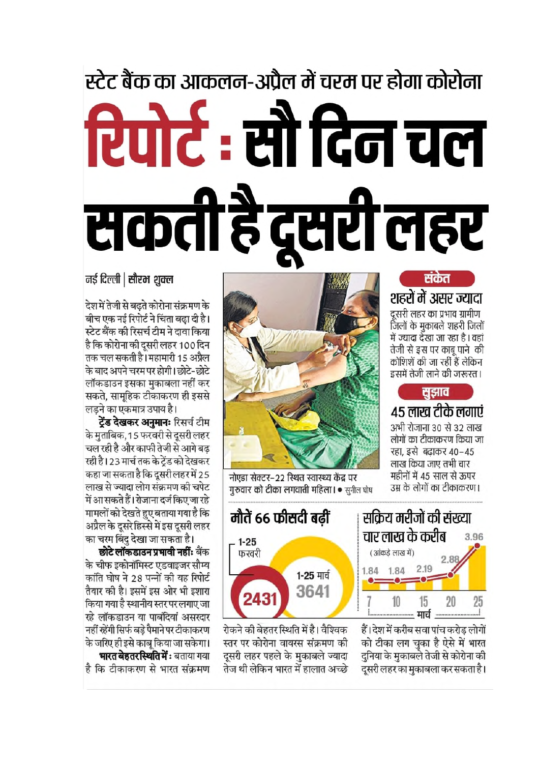## स्टेट बैंक का आकलन-अप्रैल में चरम पर होगा कोरोना

# रिपोर्ट : सौ दिन चल सकती है दूसरी लहर

नई दिल्ली | **सौरभ शुक्ल**

देश में तेजी से बढ़ते कोरोना संक्रमण के बीच एक नई रिपोर्ट ने चिंता बढ़ा दी है। स्टेट बैंक की रिसर्च टीम ने दावा किया है कि कोरोना की दूसरी लहर 100 दिन तक चल सकती है। महामारी 15 अप्रैल के बाद अपने चरम पर होगी। छोटे-छोटे लॉकडाउन इसका मुकाबला नहीं कर सकते, सामूहिक टीकाकरण ही इससे लड़ने का एकमात्र उपाय है।

**ट्रेंड देखकर अनुमानः** रिसर्च टीम के मुताबिक, 15 फरवरी से दूसरी लहर चल रही है और काफी तेजी से आगे बढ़ रही है। 23 मार्च तक के ट्रेंड को देखकर कहा जा सकता है कि दूसरी लहर में 25 लाख से ज्यादा लोग संक्रमण की चपेट में आ सकते हैं। रोजाना दर्ज किए जा रहे मामलों को देखते हुए बताया गया है कि अप्रैल के दूसरे हिस्से में इस दूसरी लहर का चरम बिंदु देखा जा सकता है।

**छोटे लॉकडाउन प्रभावी नहींः** बैंक के चीफ इकोनॉमिस्ट एडवाइजर सौम्य कांति घोष ने 28 पन्नों की यह रिपोर्ट तैयार की है। इसमें इस ओर भी इशारा किया गया है स्थानीय स्तर पर लगाए जा रहे लॉकडाउन या पाबंदियां असरदार नहीं रहेंगी सिर्फ बड़े पैमाने पर टीकाकरण के जरिए ही इसे काबू किया जा सकेगा।

**भारत बेहतर स्थिति में :** बताया गया है कि टीकाकरण से भारत संक्रमण रोकने की बेहतर स्थिति में है। वैश्विक स्तर पर कोरोना वायरस संक्रमण की दूसरी लहर पहले के मुकाबले ज्यादा तेज थी लेकिन भारत में हालात अच्छे हैं। देश में करीब सवा पांच करोड़ लोगों को टीका लग चुका है ऐसे में भारत दुनिया के मुकाबले तेजी से कोरोना की दूसरी लहर का मुकाबला कर सकता है।

नोएडा सेक्टर-22 स्थित स्वास्थ्य केंद्र पर गुरुवार को टीका लगवाती महिला। • सुनील घोष

### संकेत

**शहरों में असर ज्यादा**

दूसरी लहर का प्रभाव ग्रामीण जिलों के मुकाबले शहरी जिलों में ज्यादा देखा जा रहा है। वहां तेजी से इस पर काबू पाने की कोशिशें की जा रहीं हैं लेकिन इसमें तेजी लाने की जरूरत।

### सुझाव

**45 लाख टीके लगाएं**

अभी रोजाना 30 से 32 लाख लोगों का टीकाकरण किया जा रहा, इसे बढ़ाकर 40-45 लाख किया जाए तभी चार महीनों में 45 साल से ऊपर उम्र के लोगों का टीकाकरण।

### मौतें 66 फीसदी बढ़ीं

| अवधि | मौतें |
|---|---|
| 1-25 फरवरी | 2431 |
| 1-25 मार्च | 3641 |

### सक्रिय मरीजों की संख्या चार लाख के करीब

(आंकड़े लाख में)

| मार्च | 7 | 10 | 15 | 20 | 25 |
|---|---|---|---|---|---|
| सक्रिय मरीज | 1.84 | 1.84 | 2.19 | 2.88 | 3.96 |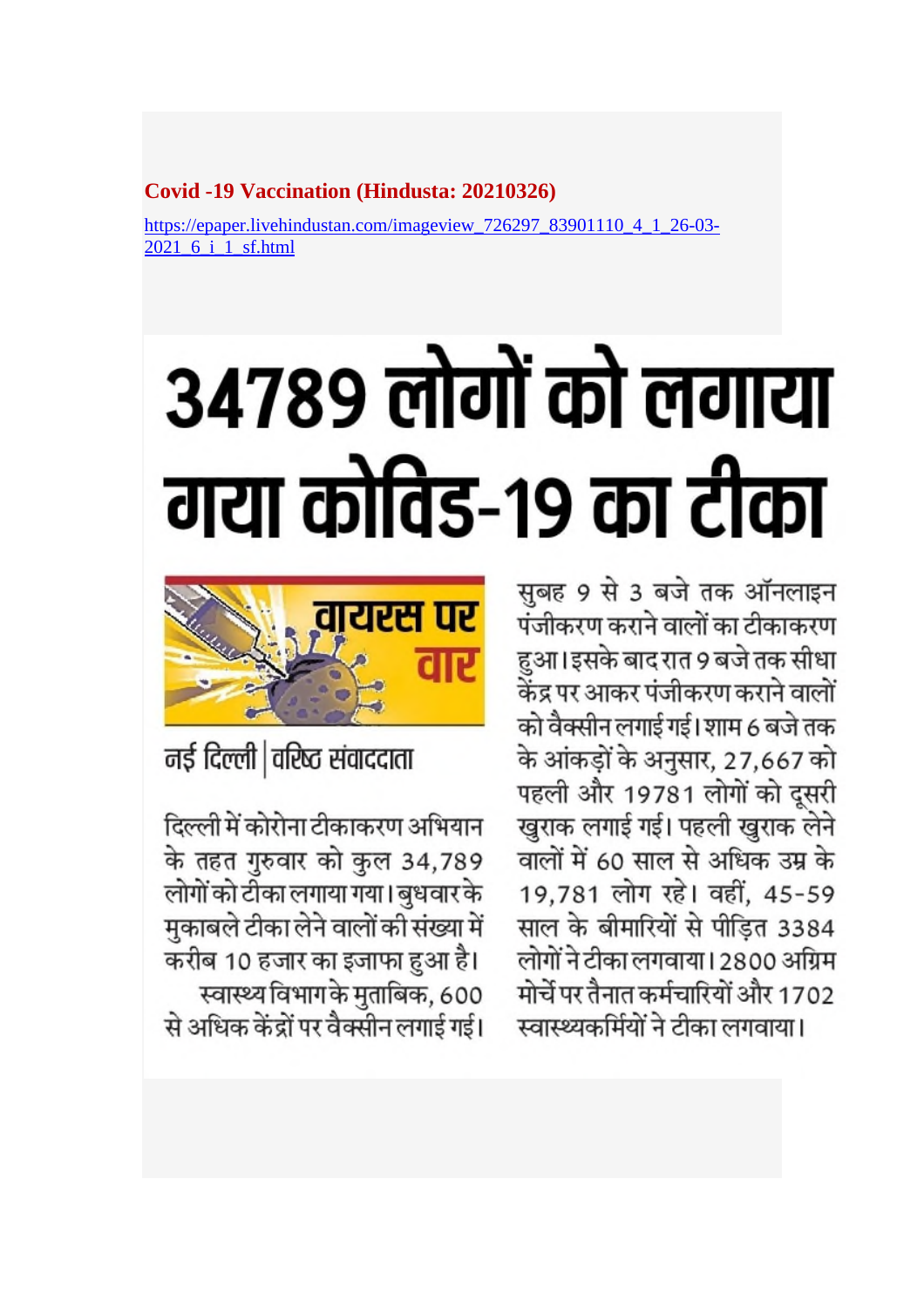**Covid -19 Vaccination (Hindusta: 20210326)**

https://epaper.livehindustan.com/imageview_726297_83901110_4_1_26-03-2021_6_i_1_sf.html

# 34789 लोगों को लगाया गया कोविड-19 का टीका

वायरस पर वार

नई दिल्ली | वरिष्ठ संवाददाता

दिल्ली में कोरोना टीकाकरण अभियान के तहत गुरुवार को कुल 34,789 लोगों को टीका लगाया गया। बुधवार के मुकाबले टीका लेने वालों की संख्या में करीब 10 हजार का इजाफा हुआ है।

स्वास्थ्य विभाग के मुताबिक, 600 से अधिक केंद्रों पर वैक्सीन लगाई गई। सुबह 9 से 3 बजे तक ऑनलाइन पंजीकरण कराने वालों का टीकाकरण हुआ। इसके बाद रात 9 बजे तक सीधा केंद्र पर आकर पंजीकरण कराने वालों को वैक्सीन लगाई गई। शाम 6 बजे तक के आंकड़ों के अनुसार, 27,667 को पहली और 19781 लोगों को दूसरी खुराक लगाई गई। पहली खुराक लेने वालों में 60 साल से अधिक उम्र के 19,781 लोग रहे। वहीं, 45-59 साल के बीमारियों से पीड़ित 3384 लोगों ने टीका लगवाया। 2800 अग्रिम मोर्चे पर तैनात कर्मचारियों और 1702 स्वास्थ्यकर्मियों ने टीका लगवाया।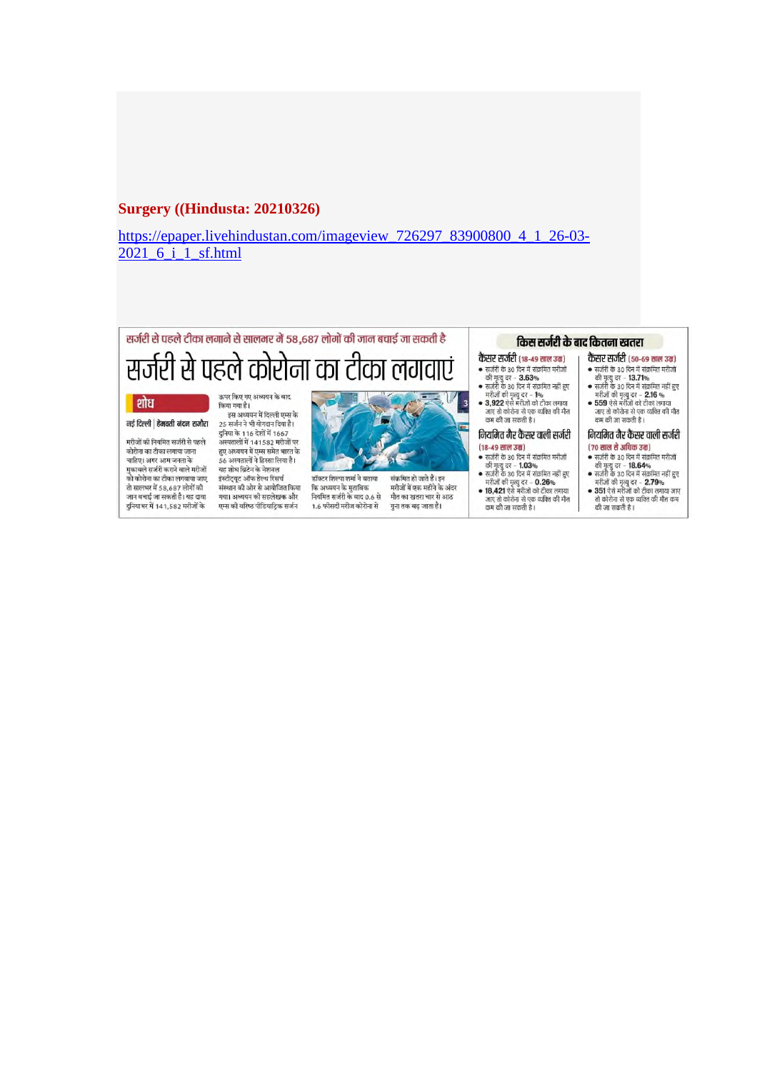**Surgery ((Hindusta: 20210326)**

https://epaper.livehindustan.com/imageview_726297_83900800_4_1_26-03-2021_6_i_1_sf.html

सर्जरी से पहले टीका लगाने से सालभर में 58,687 लोगों की जान बचाई जा सकती है

# सर्जरी से पहले कोरोना का टीका लगवाएं

**शोध**

**नई दिल्ली | हेमवती नंदन राजौरा**

मरीजों को नियमित सर्जरी से पहले कोरोना का टीका लगाया जाना चाहिए। अगर आम जनता के मुकाबले सर्जरी कराने वाले मरीजों को कोरोना का टीका लगवाया जाए, तो सालभर में 58,687 लोगों की जान बचाई जा सकती है। यह दावा दुनियाभर में 141,582 मरीजों के ऊपर किए गए अध्ययन के बाद किया गया है।

इस अध्ययन में दिल्ली एम्स के 25 सर्जन ने भी योगदान दिया है। दुनिया के 116 देशों में 1667 अस्पतालों में 141582 मरीजों पर हुए अध्ययन में एम्स समेत भारत के 56 अस्पतालों ने हिस्सा लिया है। यह शोध ब्रिटेन के नेशनल इंस्टीट्यूट ऑफ हेल्थ रिसर्च संस्थान की ओर से आयोजित किया गया। अध्ययन की सहलेखक और एम्स की वरिष्ठ पीडियाट्रिक सर्जन डॉक्टर शिल्पा शर्मा ने बताया कि अध्ययन के मुताबिक नियमित सर्जरी के बाद 0.6 से 1.6 फीसदी मरीज कोरोना से संक्रमित हो जाते हैं। इन मरीजों में एक महीने के अंदर मौत का खतरा चार से आठ गुना तक बढ़ जाता है।

## किस सर्जरी के बाद कितना खतरा

**कैंसर सर्जरी (18-49 साल उम्र)**

- सर्जरी के 30 दिन में संक्रमित मरीजों की मृत्यु दर - **3.63%**
- सर्जरी के 30 दिन में संक्रमित नहीं हुए मरीजों की मृत्यु दर - **1%**
- **3,922** ऐसे मरीजों को टीका लगाया जाए तो कोरोना से एक व्यक्ति की मौत कम की जा सकती है।

**कैंसर सर्जरी (50-69 साल उम्र)**

- सर्जरी के 30 दिन में संक्रमित मरीजों की मृत्यु दर - **13.71%**
- सर्जरी के 30 दिन में संक्रमित नहीं हुए मरीजों की मृत्यु दर - **2.16 %**
- **559** ऐसे मरीजों को टीका लगाया जाए तो कोरोना से एक व्यक्ति की मौत कम की जा सकती है।

**नियमित गैर कैंसर वाली सर्जरी (18-49 साल उम्र)**

- सर्जरी के 30 दिन में संक्रमित मरीजों की मृत्यु दर - **1.03%**
- सर्जरी के 30 दिन में संक्रमित नहीं हुए मरीजों की मृत्यु दर - **0.26%**
- **18,421** ऐसे मरीजों को टीका लगाया जाए तो कोरोना से एक व्यक्ति की मौत कम की जा सकती है।

**नियमित गैर कैंसर वाली सर्जरी (70 साल से अधिक उम्र)**

- सर्जरी के 30 दिन में संक्रमित मरीजों की मृत्यु दर - **18.64%**
- सर्जरी के 30 दिन में संक्रमित नहीं हुए मरीजों की मृत्यु दर - **2.79%**
- **351** ऐसे मरीजों को टीका लगाया जाए तो कोरोना से एक व्यक्ति की मौत कम की जा सकती है।